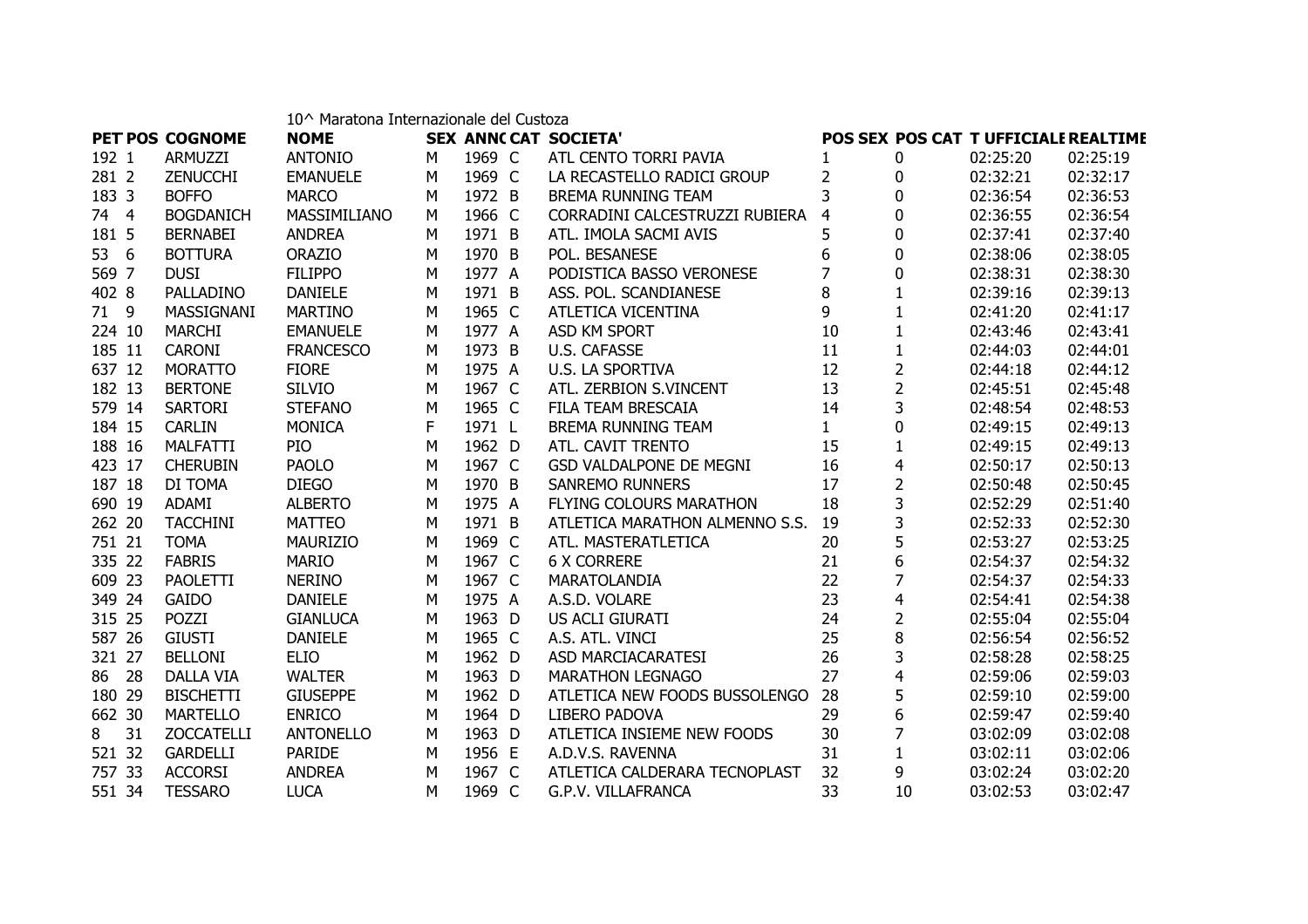10^ Maratona Internazionale del Custoza

| PET | POS | COGNOME | NOME | SEX | ANNO | CAT | SOCIETA' | POS SEX | POS CAT | T UFFICIALE | REALTIME |
|---|---|---|---|---|---|---|---|---|---|---|---|
| 192 | 1 | ARMUZZI | ANTONIO | M | 1969 | C | ATL CENTO TORRI PAVIA | 1 | 0 | 02:25:20 | 02:25:19 |
| 281 | 2 | ZENUCCHI | EMANUELE | M | 1969 | C | LA RECASTELLO RADICI GROUP | 2 | 0 | 02:32:21 | 02:32:17 |
| 183 | 3 | BOFFO | MARCO | M | 1972 | B | BREMA RUNNING TEAM | 3 | 0 | 02:36:54 | 02:36:53 |
| 74 | 4 | BOGDANICH | MASSIMILIANO | M | 1966 | C | CORRADINI CALCESTRUZZI RUBIERA | 4 | 0 | 02:36:55 | 02:36:54 |
| 181 | 5 | BERNABEI | ANDREA | M | 1971 | B | ATL. IMOLA SACMI AVIS | 5 | 0 | 02:37:41 | 02:37:40 |
| 53 | 6 | BOTTURA | ORAZIO | M | 1970 | B | POL. BESANESE | 6 | 0 | 02:38:06 | 02:38:05 |
| 569 | 7 | DUSI | FILIPPO | M | 1977 | A | PODISTICA BASSO VERONESE | 7 | 0 | 02:38:31 | 02:38:30 |
| 402 | 8 | PALLADINO | DANIELE | M | 1971 | B | ASS. POL. SCANDIANESE | 8 | 1 | 02:39:16 | 02:39:13 |
| 71 | 9 | MASSIGNANI | MARTINO | M | 1965 | C | ATLETICA VICENTINA | 9 | 1 | 02:41:20 | 02:41:17 |
| 224 | 10 | MARCHI | EMANUELE | M | 1977 | A | ASD KM SPORT | 10 | 1 | 02:43:46 | 02:43:41 |
| 185 | 11 | CARONI | FRANCESCO | M | 1973 | B | U.S. CAFASSE | 11 | 1 | 02:44:03 | 02:44:01 |
| 637 | 12 | MORATTO | FIORE | M | 1975 | A | U.S. LA SPORTIVA | 12 | 2 | 02:44:18 | 02:44:12 |
| 182 | 13 | BERTONE | SILVIO | M | 1967 | C | ATL. ZERBION S.VINCENT | 13 | 2 | 02:45:51 | 02:45:48 |
| 579 | 14 | SARTORI | STEFANO | M | 1965 | C | FILA TEAM BRESCAIA | 14 | 3 | 02:48:54 | 02:48:53 |
| 184 | 15 | CARLIN | MONICA | F | 1971 | L | BREMA RUNNING TEAM | 1 | 0 | 02:49:15 | 02:49:13 |
| 188 | 16 | MALFATTI | PIO | M | 1962 | D | ATL. CAVIT TRENTO | 15 | 1 | 02:49:15 | 02:49:13 |
| 423 | 17 | CHERUBIN | PAOLO | M | 1967 | C | GSD VALDALPONE DE MEGNI | 16 | 4 | 02:50:17 | 02:50:13 |
| 187 | 18 | DI TOMA | DIEGO | M | 1970 | B | SANREMO RUNNERS | 17 | 2 | 02:50:48 | 02:50:45 |
| 690 | 19 | ADAMI | ALBERTO | M | 1975 | A | FLYING COLOURS MARATHON | 18 | 3 | 02:52:29 | 02:51:40 |
| 262 | 20 | TACCHINI | MATTEO | M | 1971 | B | ATLETICA MARATHON ALMENNO S.S. | 19 | 3 | 02:52:33 | 02:52:30 |
| 751 | 21 | TOMA | MAURIZIO | M | 1969 | C | ATL. MASTERATLETICA | 20 | 5 | 02:53:27 | 02:53:25 |
| 335 | 22 | FABRIS | MARIO | M | 1967 | C | 6 X CORRERE | 21 | 6 | 02:54:37 | 02:54:32 |
| 609 | 23 | PAOLETTI | NERINO | M | 1967 | C | MARATOLANDIA | 22 | 7 | 02:54:37 | 02:54:33 |
| 349 | 24 | GAIDO | DANIELE | M | 1975 | A | A.S.D. VOLARE | 23 | 4 | 02:54:41 | 02:54:38 |
| 315 | 25 | POZZI | GIANLUCA | M | 1963 | D | US ACLI GIURATI | 24 | 2 | 02:55:04 | 02:55:04 |
| 587 | 26 | GIUSTI | DANIELE | M | 1965 | C | A.S. ATL. VINCI | 25 | 8 | 02:56:54 | 02:56:52 |
| 321 | 27 | BELLONI | ELIO | M | 1962 | D | ASD MARCIACARATESI | 26 | 3 | 02:58:28 | 02:58:25 |
| 86 | 28 | DALLA VIA | WALTER | M | 1963 | D | MARATHON LEGNAGO | 27 | 4 | 02:59:06 | 02:59:03 |
| 180 | 29 | BISCHETTI | GIUSEPPE | M | 1962 | D | ATLETICA NEW FOODS BUSSOLENGO | 28 | 5 | 02:59:10 | 02:59:00 |
| 662 | 30 | MARTELLO | ENRICO | M | 1964 | D | LIBERO PADOVA | 29 | 6 | 02:59:47 | 02:59:40 |
| 8 | 31 | ZOCCATELLI | ANTONELLO | M | 1963 | D | ATLETICA INSIEME NEW FOODS | 30 | 7 | 03:02:09 | 03:02:08 |
| 521 | 32 | GARDELLI | PARIDE | M | 1956 | E | A.D.V.S. RAVENNA | 31 | 1 | 03:02:11 | 03:02:06 |
| 757 | 33 | ACCORSI | ANDREA | M | 1967 | C | ATLETICA CALDERARA TECNOPLAST | 32 | 9 | 03:02:24 | 03:02:20 |
| 551 | 34 | TESSARO | LUCA | M | 1969 | C | G.P.V. VILLAFRANCA | 33 | 10 | 03:02:53 | 03:02:47 |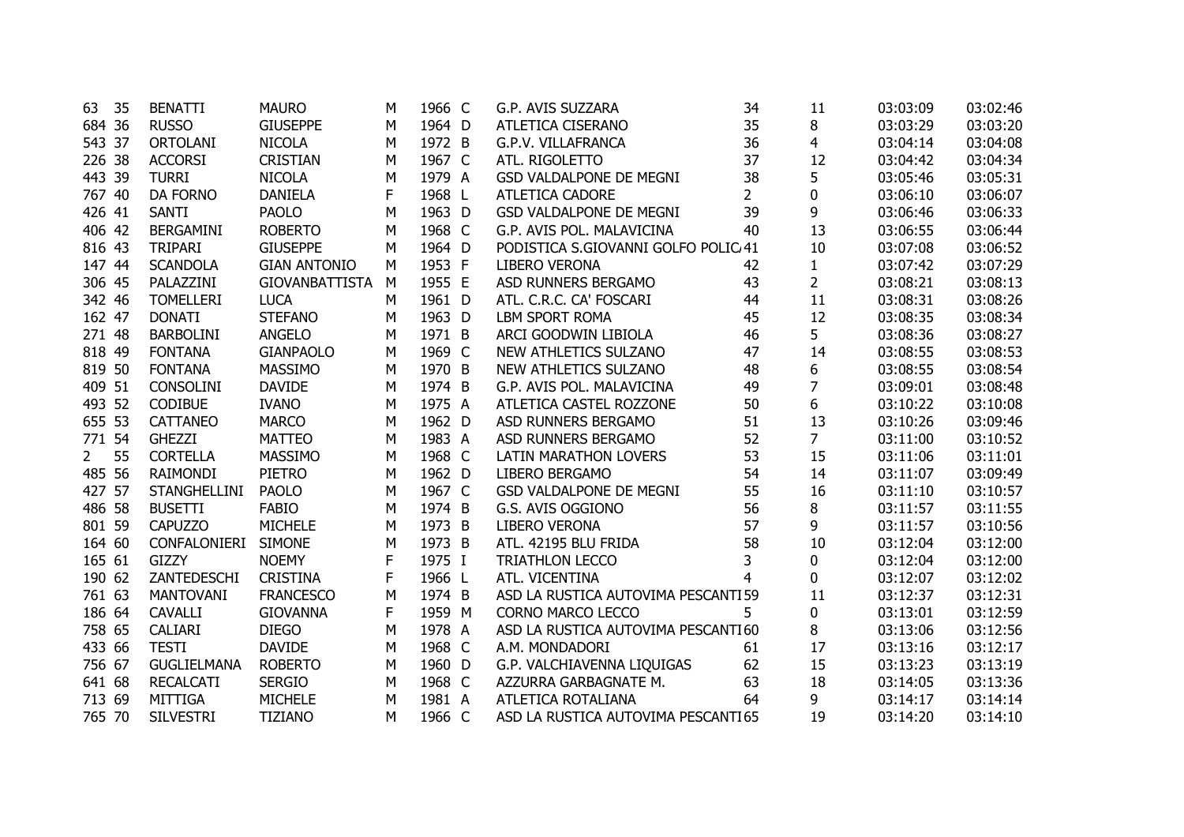| | | | | | | | | | | | |
|---|---|---|---|---|---|---|---|---|---|---|---|
| 63 | 35 | BENATTI | MAURO | M | 1966 | C | G.P. AVIS SUZZARA | 34 | 11 | 03:03:09 | 03:02:46 |
| 684 | 36 | RUSSO | GIUSEPPE | M | 1964 | D | ATLETICA CISERANO | 35 | 8 | 03:03:29 | 03:03:20 |
| 543 | 37 | ORTOLANI | NICOLA | M | 1972 | B | G.P.V. VILLAFRANCA | 36 | 4 | 03:04:14 | 03:04:08 |
| 226 | 38 | ACCORSI | CRISTIAN | M | 1967 | C | ATL. RIGOLETTO | 37 | 12 | 03:04:42 | 03:04:34 |
| 443 | 39 | TURRI | NICOLA | M | 1979 | A | GSD VALDALPONE DE MEGNI | 38 | 5 | 03:05:46 | 03:05:31 |
| 767 | 40 | DA FORNO | DANIELA | F | 1968 | L | ATLETICA CADORE | 2 | 0 | 03:06:10 | 03:06:07 |
| 426 | 41 | SANTI | PAOLO | M | 1963 | D | GSD VALDALPONE DE MEGNI | 39 | 9 | 03:06:46 | 03:06:33 |
| 406 | 42 | BERGAMINI | ROBERTO | M | 1968 | C | G.P. AVIS POL. MALAVICINA | 40 | 13 | 03:06:55 | 03:06:44 |
| 816 | 43 | TRIPARI | GIUSEPPE | M | 1964 | D | PODISTICA S.GIOVANNI GOLFO POLIC/ | 41 | 10 | 03:07:08 | 03:06:52 |
| 147 | 44 | SCANDOLA | GIAN ANTONIO | M | 1953 | F | LIBERO VERONA | 42 | 1 | 03:07:42 | 03:07:29 |
| 306 | 45 | PALAZZINI | GIOVANBATTISTA | M | 1955 | E | ASD RUNNERS BERGAMO | 43 | 2 | 03:08:21 | 03:08:13 |
| 342 | 46 | TOMELLERI | LUCA | M | 1961 | D | ATL. C.R.C. CA' FOSCARI | 44 | 11 | 03:08:31 | 03:08:26 |
| 162 | 47 | DONATI | STEFANO | M | 1963 | D | LBM SPORT ROMA | 45 | 12 | 03:08:35 | 03:08:34 |
| 271 | 48 | BARBOLINI | ANGELO | M | 1971 | B | ARCI GOODWIN LIBIOLA | 46 | 5 | 03:08:36 | 03:08:27 |
| 818 | 49 | FONTANA | GIANPAOLO | M | 1969 | C | NEW ATHLETICS SULZANO | 47 | 14 | 03:08:55 | 03:08:53 |
| 819 | 50 | FONTANA | MASSIMO | M | 1970 | B | NEW ATHLETICS SULZANO | 48 | 6 | 03:08:55 | 03:08:54 |
| 409 | 51 | CONSOLINI | DAVIDE | M | 1974 | B | G.P. AVIS POL. MALAVICINA | 49 | 7 | 03:09:01 | 03:08:48 |
| 493 | 52 | CODIBUE | IVANO | M | 1975 | A | ATLETICA CASTEL ROZZONE | 50 | 6 | 03:10:22 | 03:10:08 |
| 655 | 53 | CATTANEO | MARCO | M | 1962 | D | ASD RUNNERS BERGAMO | 51 | 13 | 03:10:26 | 03:09:46 |
| 771 | 54 | GHEZZI | MATTEO | M | 1983 | A | ASD RUNNERS BERGAMO | 52 | 7 | 03:11:00 | 03:10:52 |
| 2 | 55 | CORTELLA | MASSIMO | M | 1968 | C | LATIN MARATHON LOVERS | 53 | 15 | 03:11:06 | 03:11:01 |
| 485 | 56 | RAIMONDI | PIETRO | M | 1962 | D | LIBERO BERGAMO | 54 | 14 | 03:11:07 | 03:09:49 |
| 427 | 57 | STANGHELLINI | PAOLO | M | 1967 | C | GSD VALDALPONE DE MEGNI | 55 | 16 | 03:11:10 | 03:10:57 |
| 486 | 58 | BUSETTI | FABIO | M | 1974 | B | G.S. AVIS OGGIONO | 56 | 8 | 03:11:57 | 03:11:55 |
| 801 | 59 | CAPUZZO | MICHELE | M | 1973 | B | LIBERO VERONA | 57 | 9 | 03:11:57 | 03:10:56 |
| 164 | 60 | CONFALONIERI | SIMONE | M | 1973 | B | ATL. 42195 BLU FRIDA | 58 | 10 | 03:12:04 | 03:12:00 |
| 165 | 61 | GIZZY | NOEMY | F | 1975 | I | TRIATHLON LECCO | 3 | 0 | 03:12:04 | 03:12:00 |
| 190 | 62 | ZANTEDESCHI | CRISTINA | F | 1966 | L | ATL. VICENTINA | 4 | 0 | 03:12:07 | 03:12:02 |
| 761 | 63 | MANTOVANI | FRANCESCO | M | 1974 | B | ASD LA RUSTICA AUTOVIMA PESCANTI | 59 | 11 | 03:12:37 | 03:12:31 |
| 186 | 64 | CAVALLI | GIOVANNA | F | 1959 | M | CORNO MARCO LECCO | 5 | 0 | 03:13:01 | 03:12:59 |
| 758 | 65 | CALIARI | DIEGO | M | 1978 | A | ASD LA RUSTICA AUTOVIMA PESCANTI | 60 | 8 | 03:13:06 | 03:12:56 |
| 433 | 66 | TESTI | DAVIDE | M | 1968 | C | A.M. MONDADORI | 61 | 17 | 03:13:16 | 03:12:17 |
| 756 | 67 | GUGLIELMANA | ROBERTO | M | 1960 | D | G.P. VALCHIAVENNA LIQUIGAS | 62 | 15 | 03:13:23 | 03:13:19 |
| 641 | 68 | RECALCATI | SERGIO | M | 1968 | C | AZZURRA GARBAGNATE M. | 63 | 18 | 03:14:05 | 03:13:36 |
| 713 | 69 | MITTIGA | MICHELE | M | 1981 | A | ATLETICA ROTALIANA | 64 | 9 | 03:14:17 | 03:14:14 |
| 765 | 70 | SILVESTRI | TIZIANO | M | 1966 | C | ASD LA RUSTICA AUTOVIMA PESCANTI | 65 | 19 | 03:14:20 | 03:14:10 |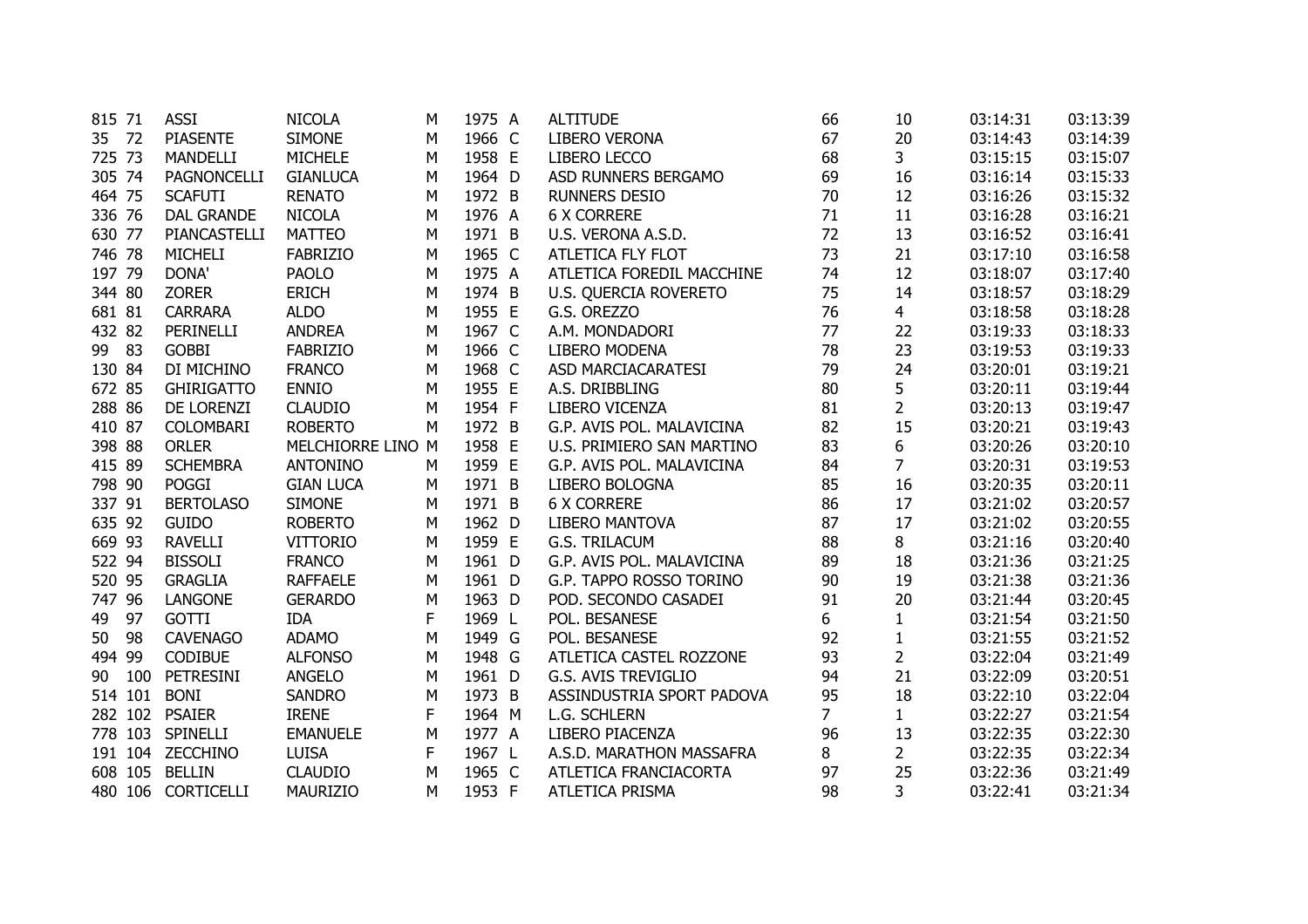| | | | | | | | | | | | |
|---|---|---|---|---|---|---|---|---|---|---|---|
| 815 | 71 | ASSI | NICOLA | M | 1975 | A | ALTITUDE | 66 | 10 | 03:14:31 | 03:13:39 |
| 35 | 72 | PIASENTE | SIMONE | M | 1966 | C | LIBERO VERONA | 67 | 20 | 03:14:43 | 03:14:39 |
| 725 | 73 | MANDELLI | MICHELE | M | 1958 | E | LIBERO LECCO | 68 | 3 | 03:15:15 | 03:15:07 |
| 305 | 74 | PAGNONCELLI | GIANLUCA | M | 1964 | D | ASD RUNNERS BERGAMO | 69 | 16 | 03:16:14 | 03:15:33 |
| 464 | 75 | SCAFUTI | RENATO | M | 1972 | B | RUNNERS DESIO | 70 | 12 | 03:16:26 | 03:15:32 |
| 336 | 76 | DAL GRANDE | NICOLA | M | 1976 | A | 6 X CORRERE | 71 | 11 | 03:16:28 | 03:16:21 |
| 630 | 77 | PIANCASTELLI | MATTEO | M | 1971 | B | U.S. VERONA A.S.D. | 72 | 13 | 03:16:52 | 03:16:41 |
| 746 | 78 | MICHELI | FABRIZIO | M | 1965 | C | ATLETICA FLY FLOT | 73 | 21 | 03:17:10 | 03:16:58 |
| 197 | 79 | DONA' | PAOLO | M | 1975 | A | ATLETICA FOREDIL MACCHINE | 74 | 12 | 03:18:07 | 03:17:40 |
| 344 | 80 | ZORER | ERICH | M | 1974 | B | U.S. QUERCIA ROVERETO | 75 | 14 | 03:18:57 | 03:18:29 |
| 681 | 81 | CARRARA | ALDO | M | 1955 | E | G.S. OREZZO | 76 | 4 | 03:18:58 | 03:18:28 |
| 432 | 82 | PERINELLI | ANDREA | M | 1967 | C | A.M. MONDADORI | 77 | 22 | 03:19:33 | 03:18:33 |
| 99 | 83 | GOBBI | FABRIZIO | M | 1966 | C | LIBERO MODENA | 78 | 23 | 03:19:53 | 03:19:33 |
| 130 | 84 | DI MICHINO | FRANCO | M | 1968 | C | ASD MARCIACARATESI | 79 | 24 | 03:20:01 | 03:19:21 |
| 672 | 85 | GHIRIGATTO | ENNIO | M | 1955 | E | A.S. DRIBBLING | 80 | 5 | 03:20:11 | 03:19:44 |
| 288 | 86 | DE LORENZI | CLAUDIO | M | 1954 | F | LIBERO VICENZA | 81 | 2 | 03:20:13 | 03:19:47 |
| 410 | 87 | COLOMBARI | ROBERTO | M | 1972 | B | G.P. AVIS POL. MALAVICINA | 82 | 15 | 03:20:21 | 03:19:43 |
| 398 | 88 | ORLER | MELCHIORRE LINO | M | 1958 | E | U.S. PRIMIERO SAN MARTINO | 83 | 6 | 03:20:26 | 03:20:10 |
| 415 | 89 | SCHEMBRA | ANTONINO | M | 1959 | E | G.P. AVIS POL. MALAVICINA | 84 | 7 | 03:20:31 | 03:19:53 |
| 798 | 90 | POGGI | GIAN LUCA | M | 1971 | B | LIBERO BOLOGNA | 85 | 16 | 03:20:35 | 03:20:11 |
| 337 | 91 | BERTOLASO | SIMONE | M | 1971 | B | 6 X CORRERE | 86 | 17 | 03:21:02 | 03:20:57 |
| 635 | 92 | GUIDO | ROBERTO | M | 1962 | D | LIBERO MANTOVA | 87 | 17 | 03:21:02 | 03:20:55 |
| 669 | 93 | RAVELLI | VITTORIO | M | 1959 | E | G.S. TRILACUM | 88 | 8 | 03:21:16 | 03:20:40 |
| 522 | 94 | BISSOLI | FRANCO | M | 1961 | D | G.P. AVIS POL. MALAVICINA | 89 | 18 | 03:21:36 | 03:21:25 |
| 520 | 95 | GRAGLIA | RAFFAELE | M | 1961 | D | G.P. TAPPO ROSSO TORINO | 90 | 19 | 03:21:38 | 03:21:36 |
| 747 | 96 | LANGONE | GERARDO | M | 1963 | D | POD. SECONDO CASADEI | 91 | 20 | 03:21:44 | 03:20:45 |
| 49 | 97 | GOTTI | IDA | F | 1969 | L | POL. BESANESE | 6 | 1 | 03:21:54 | 03:21:50 |
| 50 | 98 | CAVENAGO | ADAMO | M | 1949 | G | POL. BESANESE | 92 | 1 | 03:21:55 | 03:21:52 |
| 494 | 99 | CODIBUE | ALFONSO | M | 1948 | G | ATLETICA CASTEL ROZZONE | 93 | 2 | 03:22:04 | 03:21:49 |
| 90 | 100 | PETRESINI | ANGELO | M | 1961 | D | G.S. AVIS TREVIGLIO | 94 | 21 | 03:22:09 | 03:20:51 |
| 514 | 101 | BONI | SANDRO | M | 1973 | B | ASSINDUSTRIA SPORT PADOVA | 95 | 18 | 03:22:10 | 03:22:04 |
| 282 | 102 | PSAIER | IRENE | F | 1964 | M | L.G. SCHLERN | 7 | 1 | 03:22:27 | 03:21:54 |
| 778 | 103 | SPINELLI | EMANUELE | M | 1977 | A | LIBERO PIACENZA | 96 | 13 | 03:22:35 | 03:22:30 |
| 191 | 104 | ZECCHINO | LUISA | F | 1967 | L | A.S.D. MARATHON MASSAFRA | 8 | 2 | 03:22:35 | 03:22:34 |
| 608 | 105 | BELLIN | CLAUDIO | M | 1965 | C | ATLETICA FRANCIACORTA | 97 | 25 | 03:22:36 | 03:21:49 |
| 480 | 106 | CORTICELLI | MAURIZIO | M | 1953 | F | ATLETICA PRISMA | 98 | 3 | 03:22:41 | 03:21:34 |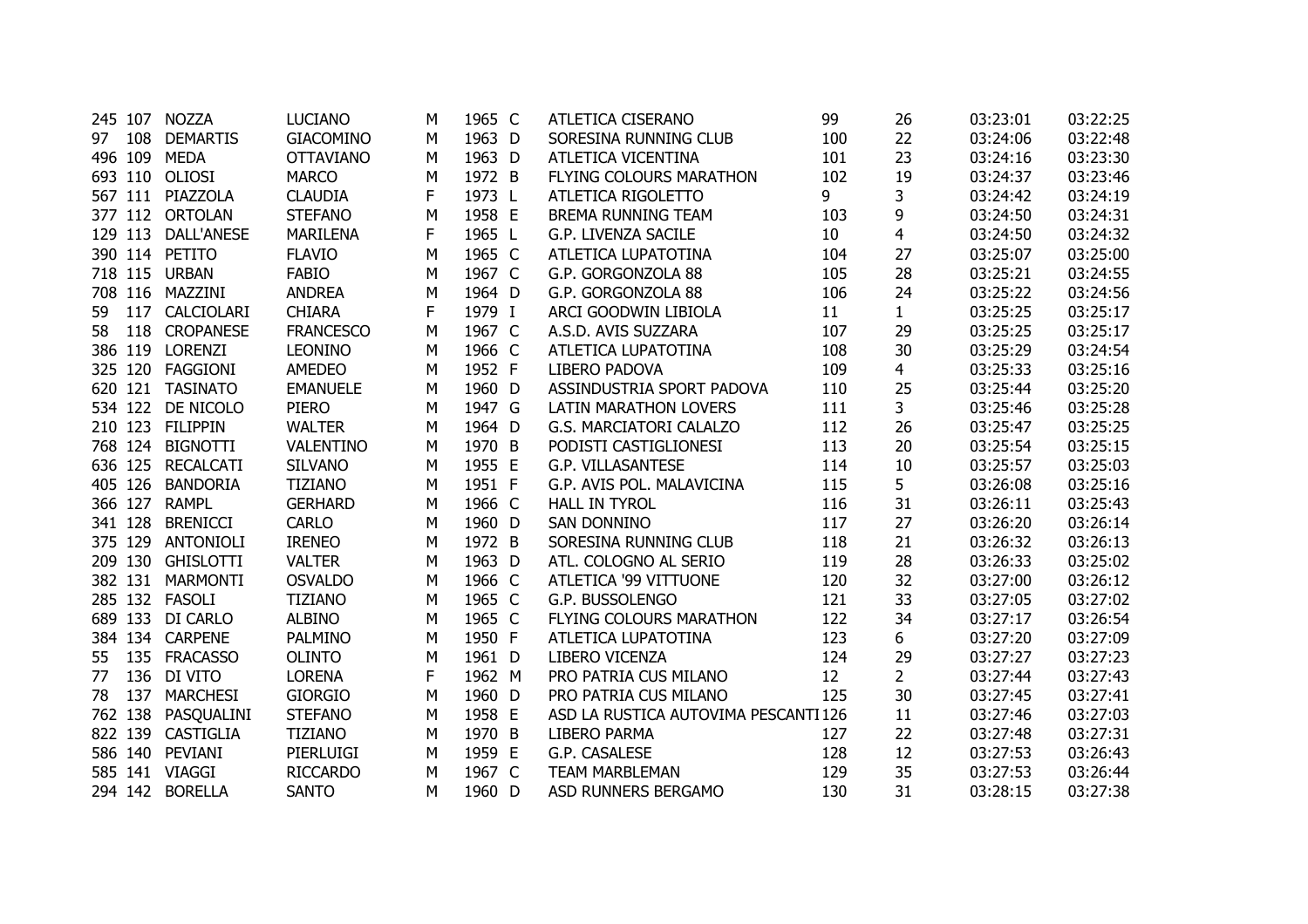| | | | | | | | | | | | |
|---|---|---|---|---|---|---|---|---|---|---|---|
| 245 | 107 | NOZZA | LUCIANO | M | 1965 | C | ATLETICA CISERANO | 99 | 26 | 03:23:01 | 03:22:25 |
| 97 | 108 | DEMARTIS | GIACOMINO | M | 1963 | D | SORESINA RUNNING CLUB | 100 | 22 | 03:24:06 | 03:22:48 |
| 496 | 109 | MEDA | OTTAVIANO | M | 1963 | D | ATLETICA VICENTINA | 101 | 23 | 03:24:16 | 03:23:30 |
| 693 | 110 | OLIOSI | MARCO | M | 1972 | B | FLYING COLOURS MARATHON | 102 | 19 | 03:24:37 | 03:23:46 |
| 567 | 111 | PIAZZOLA | CLAUDIA | F | 1973 | L | ATLETICA RIGOLETTO | 9 | 3 | 03:24:42 | 03:24:19 |
| 377 | 112 | ORTOLAN | STEFANO | M | 1958 | E | BREMA RUNNING TEAM | 103 | 9 | 03:24:50 | 03:24:31 |
| 129 | 113 | DALL'ANESE | MARILENA | F | 1965 | L | G.P. LIVENZA SACILE | 10 | 4 | 03:24:50 | 03:24:32 |
| 390 | 114 | PETITO | FLAVIO | M | 1965 | C | ATLETICA LUPATOTINA | 104 | 27 | 03:25:07 | 03:25:00 |
| 718 | 115 | URBAN | FABIO | M | 1967 | C | G.P. GORGONZOLA 88 | 105 | 28 | 03:25:21 | 03:24:55 |
| 708 | 116 | MAZZINI | ANDREA | M | 1964 | D | G.P. GORGONZOLA 88 | 106 | 24 | 03:25:22 | 03:24:56 |
| 59 | 117 | CALCIOLARI | CHIARA | F | 1979 | I | ARCI GOODWIN LIBIOLA | 11 | 1 | 03:25:25 | 03:25:17 |
| 58 | 118 | CROPANESE | FRANCESCO | M | 1967 | C | A.S.D. AVIS SUZZARA | 107 | 29 | 03:25:25 | 03:25:17 |
| 386 | 119 | LORENZI | LEONINO | M | 1966 | C | ATLETICA LUPATOTINA | 108 | 30 | 03:25:29 | 03:24:54 |
| 325 | 120 | FAGGIONI | AMEDEO | M | 1952 | F | LIBERO PADOVA | 109 | 4 | 03:25:33 | 03:25:16 |
| 620 | 121 | TASINATO | EMANUELE | M | 1960 | D | ASSINDUSTRIA SPORT PADOVA | 110 | 25 | 03:25:44 | 03:25:20 |
| 534 | 122 | DE NICOLO | PIERO | M | 1947 | G | LATIN MARATHON LOVERS | 111 | 3 | 03:25:46 | 03:25:28 |
| 210 | 123 | FILIPPIN | WALTER | M | 1964 | D | G.S. MARCIATORI CALALZO | 112 | 26 | 03:25:47 | 03:25:25 |
| 768 | 124 | BIGNOTTI | VALENTINO | M | 1970 | B | PODISTI CASTIGLIONESI | 113 | 20 | 03:25:54 | 03:25:15 |
| 636 | 125 | RECALCATI | SILVANO | M | 1955 | E | G.P. VILLASANTESE | 114 | 10 | 03:25:57 | 03:25:03 |
| 405 | 126 | BANDORIA | TIZIANO | M | 1951 | F | G.P. AVIS POL. MALAVICINA | 115 | 5 | 03:26:08 | 03:25:16 |
| 366 | 127 | RAMPL | GERHARD | M | 1966 | C | HALL IN TYROL | 116 | 31 | 03:26:11 | 03:25:43 |
| 341 | 128 | BRENICCI | CARLO | M | 1960 | D | SAN DONNINO | 117 | 27 | 03:26:20 | 03:26:14 |
| 375 | 129 | ANTONIOLI | IRENEO | M | 1972 | B | SORESINA RUNNING CLUB | 118 | 21 | 03:26:32 | 03:26:13 |
| 209 | 130 | GHISLOTTI | VALTER | M | 1963 | D | ATL. COLOGNO AL SERIO | 119 | 28 | 03:26:33 | 03:25:02 |
| 382 | 131 | MARMONTI | OSVALDO | M | 1966 | C | ATLETICA '99 VITTUONE | 120 | 32 | 03:27:00 | 03:26:12 |
| 285 | 132 | FASOLI | TIZIANO | M | 1965 | C | G.P. BUSSOLENGO | 121 | 33 | 03:27:05 | 03:27:02 |
| 689 | 133 | DI CARLO | ALBINO | M | 1965 | C | FLYING COLOURS MARATHON | 122 | 34 | 03:27:17 | 03:26:54 |
| 384 | 134 | CARPENE | PALMINO | M | 1950 | F | ATLETICA LUPATOTINA | 123 | 6 | 03:27:20 | 03:27:09 |
| 55 | 135 | FRACASSO | OLINTO | M | 1961 | D | LIBERO VICENZA | 124 | 29 | 03:27:27 | 03:27:23 |
| 77 | 136 | DI VITO | LORENA | F | 1962 | M | PRO PATRIA CUS MILANO | 12 | 2 | 03:27:44 | 03:27:43 |
| 78 | 137 | MARCHESI | GIORGIO | M | 1960 | D | PRO PATRIA CUS MILANO | 125 | 30 | 03:27:45 | 03:27:41 |
| 762 | 138 | PASQUALINI | STEFANO | M | 1958 | E | ASD LA RUSTICA AUTOVIMA PESCANTI | 126 | 11 | 03:27:46 | 03:27:03 |
| 822 | 139 | CASTIGLIA | TIZIANO | M | 1970 | B | LIBERO PARMA | 127 | 22 | 03:27:48 | 03:27:31 |
| 586 | 140 | PEVIANI | PIERLUIGI | M | 1959 | E | G.P. CASALESE | 128 | 12 | 03:27:53 | 03:26:43 |
| 585 | 141 | VIAGGI | RICCARDO | M | 1967 | C | TEAM MARBLEMAN | 129 | 35 | 03:27:53 | 03:26:44 |
| 294 | 142 | BORELLA | SANTO | M | 1960 | D | ASD RUNNERS BERGAMO | 130 | 31 | 03:28:15 | 03:27:38 |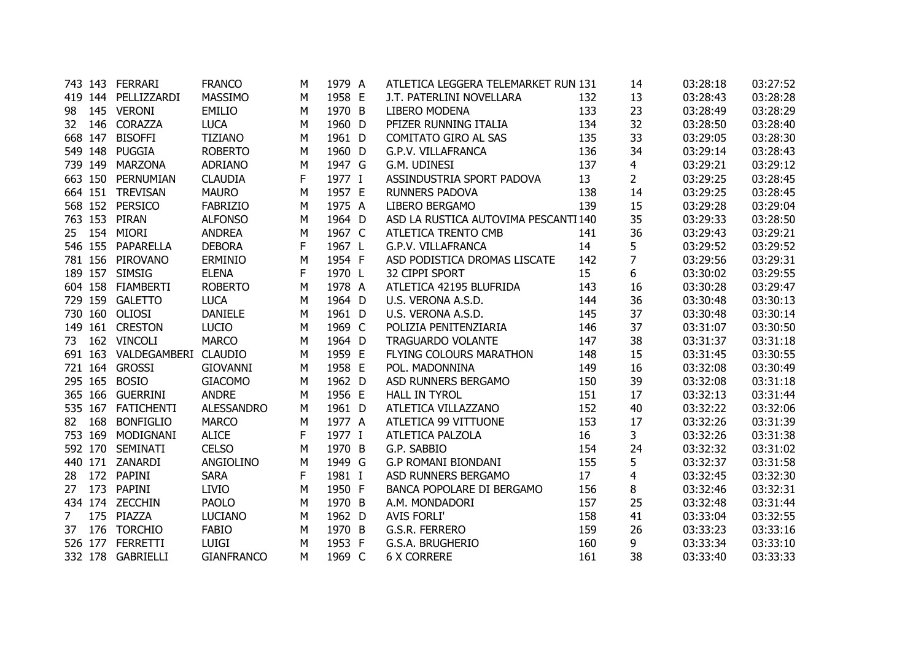| | | | | | | | | | | | |
|---|---|---|---|---|---|---|---|---|---|---|---|
| 743 | 143 | FERRARI | FRANCO | M | 1979 | A | ATLETICA LEGGERA TELEMARKET RUN | 131 | 14 | 03:28:18 | 03:27:52 |
| 419 | 144 | PELLIZZARDI | MASSIMO | M | 1958 | E | J.T. PATERLINI NOVELLARA | 132 | 13 | 03:28:43 | 03:28:28 |
| 98 | 145 | VERONI | EMILIO | M | 1970 | B | LIBERO MODENA | 133 | 23 | 03:28:49 | 03:28:29 |
| 32 | 146 | CORAZZA | LUCA | M | 1960 | D | PFIZER RUNNING ITALIA | 134 | 32 | 03:28:50 | 03:28:40 |
| 668 | 147 | BISOFFI | TIZIANO | M | 1961 | D | COMITATO GIRO AL SAS | 135 | 33 | 03:29:05 | 03:28:30 |
| 549 | 148 | PUGGIA | ROBERTO | M | 1960 | D | G.P.V. VILLAFRANCA | 136 | 34 | 03:29:14 | 03:28:43 |
| 739 | 149 | MARZONA | ADRIANO | M | 1947 | G | G.M. UDINESI | 137 | 4 | 03:29:21 | 03:29:12 |
| 663 | 150 | PERNUMIAN | CLAUDIA | F | 1977 | I | ASSINDUSTRIA SPORT PADOVA | 13 | 2 | 03:29:25 | 03:28:45 |
| 664 | 151 | TREVISAN | MAURO | M | 1957 | E | RUNNERS PADOVA | 138 | 14 | 03:29:25 | 03:28:45 |
| 568 | 152 | PERSICO | FABRIZIO | M | 1975 | A | LIBERO BERGAMO | 139 | 15 | 03:29:28 | 03:29:04 |
| 763 | 153 | PIRAN | ALFONSO | M | 1964 | D | ASD LA RUSTICA AUTOVIMA PESCANTI | 140 | 35 | 03:29:33 | 03:28:50 |
| 25 | 154 | MIORI | ANDREA | M | 1967 | C | ATLETICA TRENTO CMB | 141 | 36 | 03:29:43 | 03:29:21 |
| 546 | 155 | PAPARELLA | DEBORA | F | 1967 | L | G.P.V. VILLAFRANCA | 14 | 5 | 03:29:52 | 03:29:52 |
| 781 | 156 | PIROVANO | ERMINIO | M | 1954 | F | ASD PODISTICA DROMAS LISCATE | 142 | 7 | 03:29:56 | 03:29:31 |
| 189 | 157 | SIMSIG | ELENA | F | 1970 | L | 32 CIPPI SPORT | 15 | 6 | 03:30:02 | 03:29:55 |
| 604 | 158 | FIAMBERTI | ROBERTO | M | 1978 | A | ATLETICA 42195 BLUFRIDA | 143 | 16 | 03:30:28 | 03:29:47 |
| 729 | 159 | GALETTO | LUCA | M | 1964 | D | U.S. VERONA A.S.D. | 144 | 36 | 03:30:48 | 03:30:13 |
| 730 | 160 | OLIOSI | DANIELE | M | 1961 | D | U.S. VERONA A.S.D. | 145 | 37 | 03:30:48 | 03:30:14 |
| 149 | 161 | CRESTON | LUCIO | M | 1969 | C | POLIZIA PENITENZIARIA | 146 | 37 | 03:31:07 | 03:30:50 |
| 73 | 162 | VINCOLI | MARCO | M | 1964 | D | TRAGUARDO VOLANTE | 147 | 38 | 03:31:37 | 03:31:18 |
| 691 | 163 | VALDEGAMBERI | CLAUDIO | M | 1959 | E | FLYING COLOURS MARATHON | 148 | 15 | 03:31:45 | 03:30:55 |
| 721 | 164 | GROSSI | GIOVANNI | M | 1958 | E | POL. MADONNINA | 149 | 16 | 03:32:08 | 03:30:49 |
| 295 | 165 | BOSIO | GIACOMO | M | 1962 | D | ASD RUNNERS BERGAMO | 150 | 39 | 03:32:08 | 03:31:18 |
| 365 | 166 | GUERRINI | ANDRE | M | 1956 | E | HALL IN TYROL | 151 | 17 | 03:32:13 | 03:31:44 |
| 535 | 167 | FATICHENTI | ALESSANDRO | M | 1961 | D | ATLETICA VILLAZZANO | 152 | 40 | 03:32:22 | 03:32:06 |
| 82 | 168 | BONFIGLIO | MARCO | M | 1977 | A | ATLETICA 99 VITTUONE | 153 | 17 | 03:32:26 | 03:31:39 |
| 753 | 169 | MODIGNANI | ALICE | F | 1977 | I | ATLETICA PALZOLA | 16 | 3 | 03:32:26 | 03:31:38 |
| 592 | 170 | SEMINATI | CELSO | M | 1970 | B | G.P. SABBIO | 154 | 24 | 03:32:32 | 03:31:02 |
| 440 | 171 | ZANARDI | ANGIOLINO | M | 1949 | G | G.P ROMANI BIONDANI | 155 | 5 | 03:32:37 | 03:31:58 |
| 28 | 172 | PAPINI | SARA | F | 1981 | I | ASD RUNNERS BERGAMO | 17 | 4 | 03:32:45 | 03:32:30 |
| 27 | 173 | PAPINI | LIVIO | M | 1950 | F | BANCA POPOLARE DI BERGAMO | 156 | 8 | 03:32:46 | 03:32:31 |
| 434 | 174 | ZECCHIN | PAOLO | M | 1970 | B | A.M. MONDADORI | 157 | 25 | 03:32:48 | 03:31:44 |
| 7 | 175 | PIAZZA | LUCIANO | M | 1962 | D | AVIS FORLI' | 158 | 41 | 03:33:04 | 03:32:55 |
| 37 | 176 | TORCHIO | FABIO | M | 1970 | B | G.S.R. FERRERO | 159 | 26 | 03:33:23 | 03:33:16 |
| 526 | 177 | FERRETTI | LUIGI | M | 1953 | F | G.S.A. BRUGHERIO | 160 | 9 | 03:33:34 | 03:33:10 |
| 332 | 178 | GABRIELLI | GIANFRANCO | M | 1969 | C | 6 X CORRERE | 161 | 38 | 03:33:40 | 03:33:33 |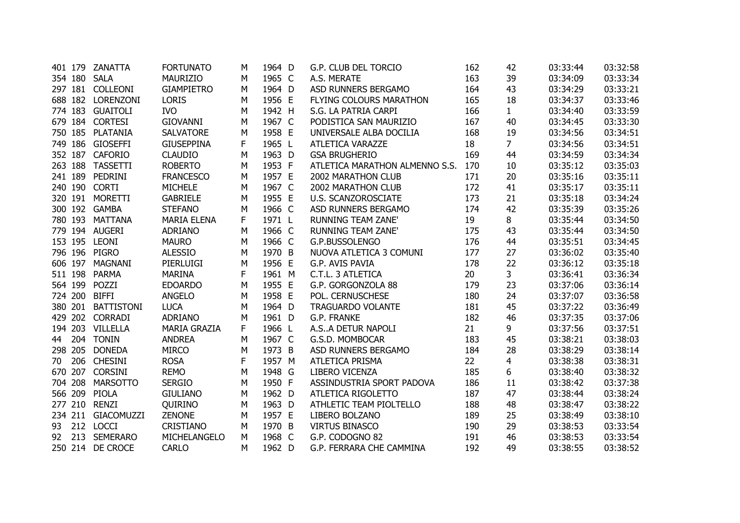|  |  |  |  |  |  |  |  |  |  |  |  |
|---|---|---|---|---|---|---|---|---|---|---|---|
| 401 | 179 | ZANATTA | FORTUNATO | M | 1964 | D | G.P. CLUB DEL TORCIO | 162 | 42 | 03:33:44 | 03:32:58 |
| 354 | 180 | SALA | MAURIZIO | M | 1965 | C | A.S. MERATE | 163 | 39 | 03:34:09 | 03:33:34 |
| 297 | 181 | COLLEONI | GIAMPIETRO | M | 1964 | D | ASD RUNNERS BERGAMO | 164 | 43 | 03:34:29 | 03:33:21 |
| 688 | 182 | LORENZONI | LORIS | M | 1956 | E | FLYING COLOURS MARATHON | 165 | 18 | 03:34:37 | 03:33:46 |
| 774 | 183 | GUAITOLI | IVO | M | 1942 | H | S.G. LA PATRIA CARPI | 166 | 1 | 03:34:40 | 03:33:59 |
| 679 | 184 | CORTESI | GIOVANNI | M | 1967 | C | PODISTICA SAN MAURIZIO | 167 | 40 | 03:34:45 | 03:33:30 |
| 750 | 185 | PLATANIA | SALVATORE | M | 1958 | E | UNIVERSALE ALBA DOCILIA | 168 | 19 | 03:34:56 | 03:34:51 |
| 749 | 186 | GIOSEFFI | GIUSEPPINA | F | 1965 | L | ATLETICA VARAZZE | 18 | 7 | 03:34:56 | 03:34:51 |
| 352 | 187 | CAFORIO | CLAUDIO | M | 1963 | D | GSA BRUGHERIO | 169 | 44 | 03:34:59 | 03:34:34 |
| 263 | 188 | TASSETTI | ROBERTO | M | 1953 | F | ATLETICA MARATHON ALMENNO S.S. | 170 | 10 | 03:35:12 | 03:35:03 |
| 241 | 189 | PEDRINI | FRANCESCO | M | 1957 | E | 2002 MARATHON CLUB | 171 | 20 | 03:35:16 | 03:35:11 |
| 240 | 190 | CORTI | MICHELE | M | 1967 | C | 2002 MARATHON CLUB | 172 | 41 | 03:35:17 | 03:35:11 |
| 320 | 191 | MORETTI | GABRIELE | M | 1955 | E | U.S. SCANZOROSCIATE | 173 | 21 | 03:35:18 | 03:34:24 |
| 300 | 192 | GAMBA | STEFANO | M | 1966 | C | ASD RUNNERS BERGAMO | 174 | 42 | 03:35:39 | 03:35:26 |
| 780 | 193 | MATTANA | MARIA ELENA | F | 1971 | L | RUNNING TEAM ZANE' | 19 | 8 | 03:35:44 | 03:34:50 |
| 779 | 194 | AUGERI | ADRIANO | M | 1966 | C | RUNNING TEAM ZANE' | 175 | 43 | 03:35:44 | 03:34:50 |
| 153 | 195 | LEONI | MAURO | M | 1966 | C | G.P.BUSSOLENGO | 176 | 44 | 03:35:51 | 03:34:45 |
| 796 | 196 | PIGRO | ALESSIO | M | 1970 | B | NUOVA ATLETICA 3 COMUNI | 177 | 27 | 03:36:02 | 03:35:40 |
| 606 | 197 | MAGNANI | PIERLUIGI | M | 1956 | E | G.P. AVIS PAVIA | 178 | 22 | 03:36:12 | 03:35:18 |
| 511 | 198 | PARMA | MARINA | F | 1961 | M | C.T.L. 3 ATLETICA | 20 | 3 | 03:36:41 | 03:36:34 |
| 564 | 199 | POZZI | EDOARDO | M | 1955 | E | G.P. GORGONZOLA 88 | 179 | 23 | 03:37:06 | 03:36:14 |
| 724 | 200 | BIFFI | ANGELO | M | 1958 | E | POL. CERNUSCHESE | 180 | 24 | 03:37:07 | 03:36:58 |
| 380 | 201 | BATTISTONI | LUCA | M | 1964 | D | TRAGUARDO VOLANTE | 181 | 45 | 03:37:22 | 03:36:49 |
| 429 | 202 | CORRADI | ADRIANO | M | 1961 | D | G.P. FRANKE | 182 | 46 | 03:37:35 | 03:37:06 |
| 194 | 203 | VILLELLA | MARIA GRAZIA | F | 1966 | L | A.S..A DETUR NAPOLI | 21 | 9 | 03:37:56 | 03:37:51 |
| 44 | 204 | TONIN | ANDREA | M | 1967 | C | G.S.D. MOMBOCAR | 183 | 45 | 03:38:21 | 03:38:03 |
| 298 | 205 | DONEDA | MIRCO | M | 1973 | B | ASD RUNNERS BERGAMO | 184 | 28 | 03:38:29 | 03:38:14 |
| 70 | 206 | CHESINI | ROSA | F | 1957 | M | ATLETICA PRISMA | 22 | 4 | 03:38:38 | 03:38:31 |
| 670 | 207 | CORSINI | REMO | M | 1948 | G | LIBERO VICENZA | 185 | 6 | 03:38:40 | 03:38:32 |
| 704 | 208 | MARSOTTO | SERGIO | M | 1950 | F | ASSINDUSTRIA SPORT PADOVA | 186 | 11 | 03:38:42 | 03:37:38 |
| 566 | 209 | PIOLA | GIULIANO | M | 1962 | D | ATLETICA RIGOLETTO | 187 | 47 | 03:38:44 | 03:38:24 |
| 277 | 210 | RENZI | QUIRINO | M | 1963 | D | ATHLETIC TEAM PIOLTELLO | 188 | 48 | 03:38:47 | 03:38:22 |
| 234 | 211 | GIACOMUZZI | ZENONE | M | 1957 | E | LIBERO BOLZANO | 189 | 25 | 03:38:49 | 03:38:10 |
| 93 | 212 | LOCCI | CRISTIANO | M | 1970 | B | VIRTUS BINASCO | 190 | 29 | 03:38:53 | 03:33:54 |
| 92 | 213 | SEMERARO | MICHELANGELO | M | 1968 | C | G.P. CODOGNO 82 | 191 | 46 | 03:38:53 | 03:33:54 |
| 250 | 214 | DE CROCE | CARLO | M | 1962 | D | G.P. FERRARA CHE CAMMINA | 192 | 49 | 03:38:55 | 03:38:52 |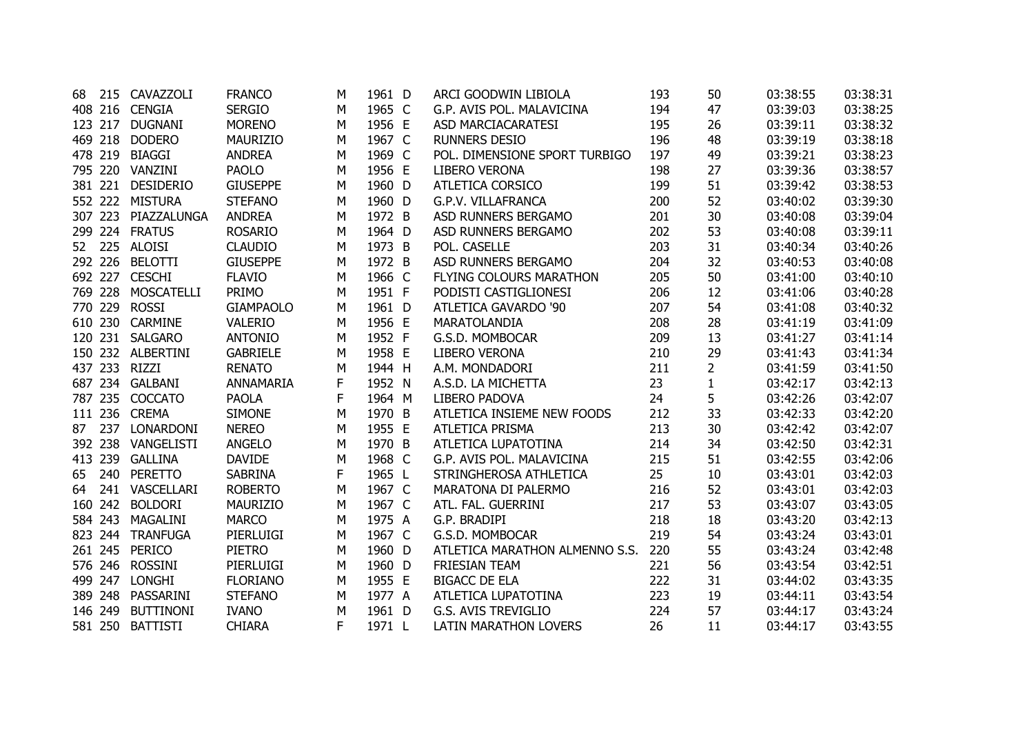| | | | | | | | | | | | |
|---|---|---|---|---|---|---|---|---|---|---|---|
| 68 | 215 | CAVAZZOLI | FRANCO | M | 1961 | D | ARCI GOODWIN LIBIOLA | 193 | 50 | 03:38:55 | 03:38:31 |
| 408 | 216 | CENGIA | SERGIO | M | 1965 | C | G.P. AVIS POL. MALAVICINA | 194 | 47 | 03:39:03 | 03:38:25 |
| 123 | 217 | DUGNANI | MORENO | M | 1956 | E | ASD MARCIACARATESI | 195 | 26 | 03:39:11 | 03:38:32 |
| 469 | 218 | DODERO | MAURIZIO | M | 1967 | C | RUNNERS DESIO | 196 | 48 | 03:39:19 | 03:38:18 |
| 478 | 219 | BIAGGI | ANDREA | M | 1969 | C | POL. DIMENSIONE SPORT TURBIGO | 197 | 49 | 03:39:21 | 03:38:23 |
| 795 | 220 | VANZINI | PAOLO | M | 1956 | E | LIBERO VERONA | 198 | 27 | 03:39:36 | 03:38:57 |
| 381 | 221 | DESIDERIO | GIUSEPPE | M | 1960 | D | ATLETICA CORSICO | 199 | 51 | 03:39:42 | 03:38:53 |
| 552 | 222 | MISTURA | STEFANO | M | 1960 | D | G.P.V. VILLAFRANCA | 200 | 52 | 03:40:02 | 03:39:30 |
| 307 | 223 | PIAZZALUNGA | ANDREA | M | 1972 | B | ASD RUNNERS BERGAMO | 201 | 30 | 03:40:08 | 03:39:04 |
| 299 | 224 | FRATUS | ROSARIO | M | 1964 | D | ASD RUNNERS BERGAMO | 202 | 53 | 03:40:08 | 03:39:11 |
| 52 | 225 | ALOISI | CLAUDIO | M | 1973 | B | POL. CASELLE | 203 | 31 | 03:40:34 | 03:40:26 |
| 292 | 226 | BELOTTI | GIUSEPPE | M | 1972 | B | ASD RUNNERS BERGAMO | 204 | 32 | 03:40:53 | 03:40:08 |
| 692 | 227 | CESCHI | FLAVIO | M | 1966 | C | FLYING COLOURS MARATHON | 205 | 50 | 03:41:00 | 03:40:10 |
| 769 | 228 | MOSCATELLI | PRIMO | M | 1951 | F | PODISTI CASTIGLIONESI | 206 | 12 | 03:41:06 | 03:40:28 |
| 770 | 229 | ROSSI | GIAMPAOLO | M | 1961 | D | ATLETICA GAVARDO '90 | 207 | 54 | 03:41:08 | 03:40:32 |
| 610 | 230 | CARMINE | VALERIO | M | 1956 | E | MARATOLANDIA | 208 | 28 | 03:41:19 | 03:41:09 |
| 120 | 231 | SALGARO | ANTONIO | M | 1952 | F | G.S.D. MOMBOCAR | 209 | 13 | 03:41:27 | 03:41:14 |
| 150 | 232 | ALBERTINI | GABRIELE | M | 1958 | E | LIBERO VERONA | 210 | 29 | 03:41:43 | 03:41:34 |
| 437 | 233 | RIZZI | RENATO | M | 1944 | H | A.M. MONDADORI | 211 | 2 | 03:41:59 | 03:41:50 |
| 687 | 234 | GALBANI | ANNAMARIA | F | 1952 | N | A.S.D. LA MICHETTA | 23 | 1 | 03:42:17 | 03:42:13 |
| 787 | 235 | COCCATO | PAOLA | F | 1964 | M | LIBERO PADOVA | 24 | 5 | 03:42:26 | 03:42:07 |
| 111 | 236 | CREMA | SIMONE | M | 1970 | B | ATLETICA INSIEME NEW FOODS | 212 | 33 | 03:42:33 | 03:42:20 |
| 87 | 237 | LONARDONI | NEREO | M | 1955 | E | ATLETICA PRISMA | 213 | 30 | 03:42:42 | 03:42:07 |
| 392 | 238 | VANGELISTI | ANGELO | M | 1970 | B | ATLETICA LUPATOTINA | 214 | 34 | 03:42:50 | 03:42:31 |
| 413 | 239 | GALLINA | DAVIDE | M | 1968 | C | G.P. AVIS POL. MALAVICINA | 215 | 51 | 03:42:55 | 03:42:06 |
| 65 | 240 | PERETTO | SABRINA | F | 1965 | L | STRINGHEROSA ATHLETICA | 25 | 10 | 03:43:01 | 03:42:03 |
| 64 | 241 | VASCELLARI | ROBERTO | M | 1967 | C | MARATONA DI PALERMO | 216 | 52 | 03:43:01 | 03:42:03 |
| 160 | 242 | BOLDORI | MAURIZIO | M | 1967 | C | ATL. FAL. GUERRINI | 217 | 53 | 03:43:07 | 03:43:05 |
| 584 | 243 | MAGALINI | MARCO | M | 1975 | A | G.P. BRADIPI | 218 | 18 | 03:43:20 | 03:42:13 |
| 823 | 244 | TRANFUGA | PIERLUIGI | M | 1967 | C | G.S.D. MOMBOCAR | 219 | 54 | 03:43:24 | 03:43:01 |
| 261 | 245 | PERICO | PIETRO | M | 1960 | D | ATLETICA MARATHON ALMENNO S.S. | 220 | 55 | 03:43:24 | 03:42:48 |
| 576 | 246 | ROSSINI | PIERLUIGI | M | 1960 | D | FRIESIAN TEAM | 221 | 56 | 03:43:54 | 03:42:51 |
| 499 | 247 | LONGHI | FLORIANO | M | 1955 | E | BIGACC DE ELA | 222 | 31 | 03:44:02 | 03:43:35 |
| 389 | 248 | PASSARINI | STEFANO | M | 1977 | A | ATLETICA LUPATOTINA | 223 | 19 | 03:44:11 | 03:43:54 |
| 146 | 249 | BUTTINONI | IVANO | M | 1961 | D | G.S. AVIS TREVIGLIO | 224 | 57 | 03:44:17 | 03:43:24 |
| 581 | 250 | BATTISTI | CHIARA | F | 1971 | L | LATIN MARATHON LOVERS | 26 | 11 | 03:44:17 | 03:43:55 |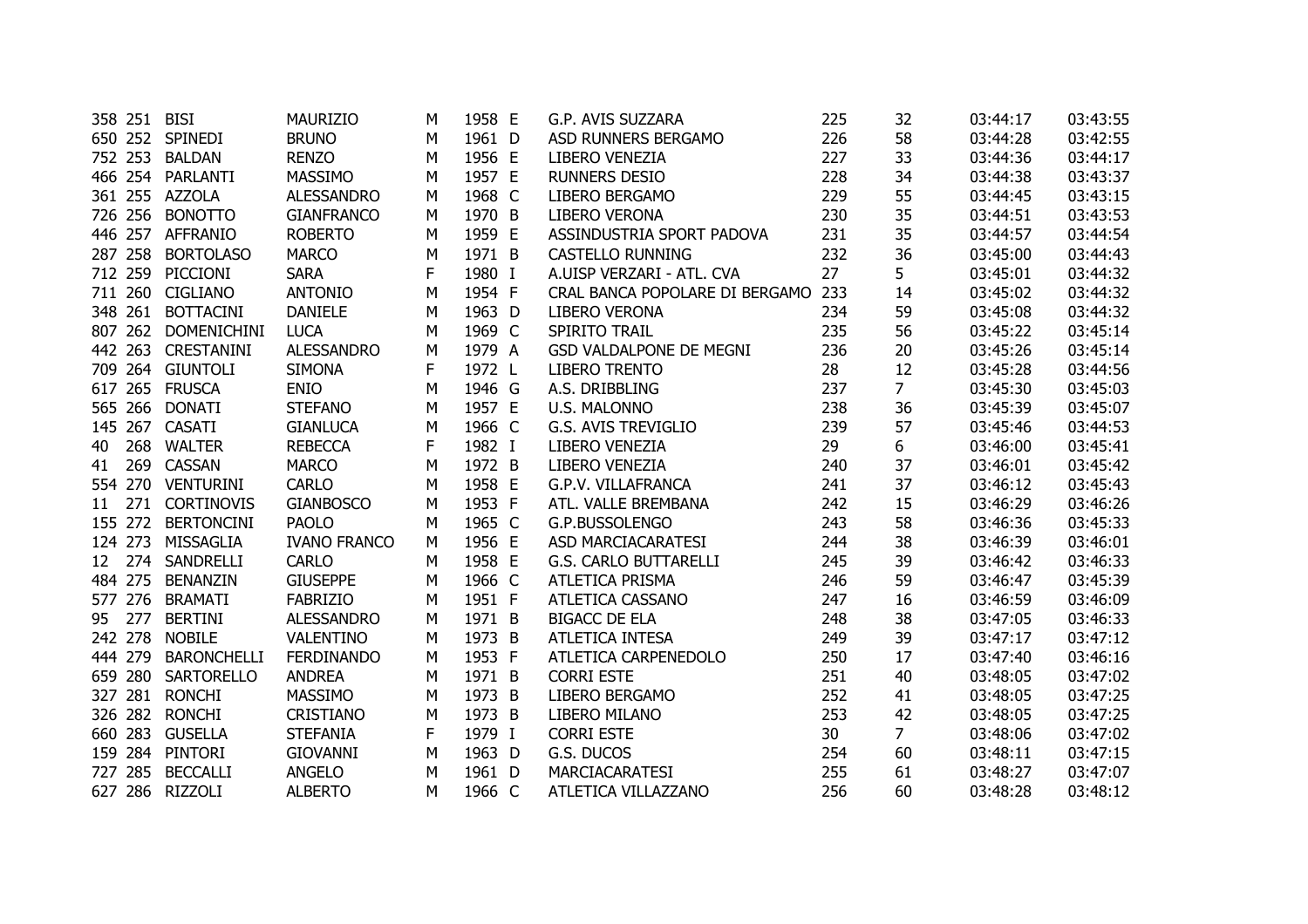| | | | | | | | | | | | |
|---|---|---|---|---|---|---|---|---|---|---|---|
| 358 | 251 | BISI | MAURIZIO | M | 1958 | E | G.P. AVIS SUZZARA | 225 | 32 | 03:44:17 | 03:43:55 |
| 650 | 252 | SPINEDI | BRUNO | M | 1961 | D | ASD RUNNERS BERGAMO | 226 | 58 | 03:44:28 | 03:42:55 |
| 752 | 253 | BALDAN | RENZO | M | 1956 | E | LIBERO VENEZIA | 227 | 33 | 03:44:36 | 03:44:17 |
| 466 | 254 | PARLANTI | MASSIMO | M | 1957 | E | RUNNERS DESIO | 228 | 34 | 03:44:38 | 03:43:37 |
| 361 | 255 | AZZOLA | ALESSANDRO | M | 1968 | C | LIBERO BERGAMO | 229 | 55 | 03:44:45 | 03:43:15 |
| 726 | 256 | BONOTTO | GIANFRANCO | M | 1970 | B | LIBERO VERONA | 230 | 35 | 03:44:51 | 03:43:53 |
| 446 | 257 | AFFRANIO | ROBERTO | M | 1959 | E | ASSINDUSTRIA SPORT PADOVA | 231 | 35 | 03:44:57 | 03:44:54 |
| 287 | 258 | BORTOLASO | MARCO | M | 1971 | B | CASTELLO RUNNING | 232 | 36 | 03:45:00 | 03:44:43 |
| 712 | 259 | PICCIONI | SARA | F | 1980 | I | A.UISP VERZARI - ATL. CVA | 27 | 5 | 03:45:01 | 03:44:32 |
| 711 | 260 | CIGLIANO | ANTONIO | M | 1954 | F | CRAL BANCA POPOLARE DI BERGAMO | 233 | 14 | 03:45:02 | 03:44:32 |
| 348 | 261 | BOTTACINI | DANIELE | M | 1963 | D | LIBERO VERONA | 234 | 59 | 03:45:08 | 03:44:32 |
| 807 | 262 | DOMENICHINI | LUCA | M | 1969 | C | SPIRITO TRAIL | 235 | 56 | 03:45:22 | 03:45:14 |
| 442 | 263 | CRESTANINI | ALESSANDRO | M | 1979 | A | GSD VALDALPONE DE MEGNI | 236 | 20 | 03:45:26 | 03:45:14 |
| 709 | 264 | GIUNTOLI | SIMONA | F | 1972 | L | LIBERO TRENTO | 28 | 12 | 03:45:28 | 03:44:56 |
| 617 | 265 | FRUSCA | ENIO | M | 1946 | G | A.S. DRIBBLING | 237 | 7 | 03:45:30 | 03:45:03 |
| 565 | 266 | DONATI | STEFANO | M | 1957 | E | U.S. MALONNO | 238 | 36 | 03:45:39 | 03:45:07 |
| 145 | 267 | CASATI | GIANLUCA | M | 1966 | C | G.S. AVIS TREVIGLIO | 239 | 57 | 03:45:46 | 03:44:53 |
| 40 | 268 | WALTER | REBECCA | F | 1982 | I | LIBERO VENEZIA | 29 | 6 | 03:46:00 | 03:45:41 |
| 41 | 269 | CASSAN | MARCO | M | 1972 | B | LIBERO VENEZIA | 240 | 37 | 03:46:01 | 03:45:42 |
| 554 | 270 | VENTURINI | CARLO | M | 1958 | E | G.P.V. VILLAFRANCA | 241 | 37 | 03:46:12 | 03:45:43 |
| 11 | 271 | CORTINOVIS | GIANBOSCO | M | 1953 | F | ATL. VALLE BREMBANA | 242 | 15 | 03:46:29 | 03:46:26 |
| 155 | 272 | BERTONCINI | PAOLO | M | 1965 | C | G.P.BUSSOLENGO | 243 | 58 | 03:46:36 | 03:45:33 |
| 124 | 273 | MISSAGLIA | IVANO FRANCO | M | 1956 | E | ASD MARCIACARATESI | 244 | 38 | 03:46:39 | 03:46:01 |
| 12 | 274 | SANDRELLI | CARLO | M | 1958 | E | G.S. CARLO BUTTARELLI | 245 | 39 | 03:46:42 | 03:46:33 |
| 484 | 275 | BENANZIN | GIUSEPPE | M | 1966 | C | ATLETICA PRISMA | 246 | 59 | 03:46:47 | 03:45:39 |
| 577 | 276 | BRAMATI | FABRIZIO | M | 1951 | F | ATLETICA CASSANO | 247 | 16 | 03:46:59 | 03:46:09 |
| 95 | 277 | BERTINI | ALESSANDRO | M | 1971 | B | BIGACC DE ELA | 248 | 38 | 03:47:05 | 03:46:33 |
| 242 | 278 | NOBILE | VALENTINO | M | 1973 | B | ATLETICA INTESA | 249 | 39 | 03:47:17 | 03:47:12 |
| 444 | 279 | BARONCHELLI | FERDINANDO | M | 1953 | F | ATLETICA CARPENEDOLO | 250 | 17 | 03:47:40 | 03:46:16 |
| 659 | 280 | SARTORELLO | ANDREA | M | 1971 | B | CORRI ESTE | 251 | 40 | 03:48:05 | 03:47:02 |
| 327 | 281 | RONCHI | MASSIMO | M | 1973 | B | LIBERO BERGAMO | 252 | 41 | 03:48:05 | 03:47:25 |
| 326 | 282 | RONCHI | CRISTIANO | M | 1973 | B | LIBERO MILANO | 253 | 42 | 03:48:05 | 03:47:25 |
| 660 | 283 | GUSELLA | STEFANIA | F | 1979 | I | CORRI ESTE | 30 | 7 | 03:48:06 | 03:47:02 |
| 159 | 284 | PINTORI | GIOVANNI | M | 1963 | D | G.S. DUCOS | 254 | 60 | 03:48:11 | 03:47:15 |
| 727 | 285 | BECCALLI | ANGELO | M | 1961 | D | MARCIACARATESI | 255 | 61 | 03:48:27 | 03:47:07 |
| 627 | 286 | RIZZOLI | ALBERTO | M | 1966 | C | ATLETICA VILLAZZANO | 256 | 60 | 03:48:28 | 03:48:12 |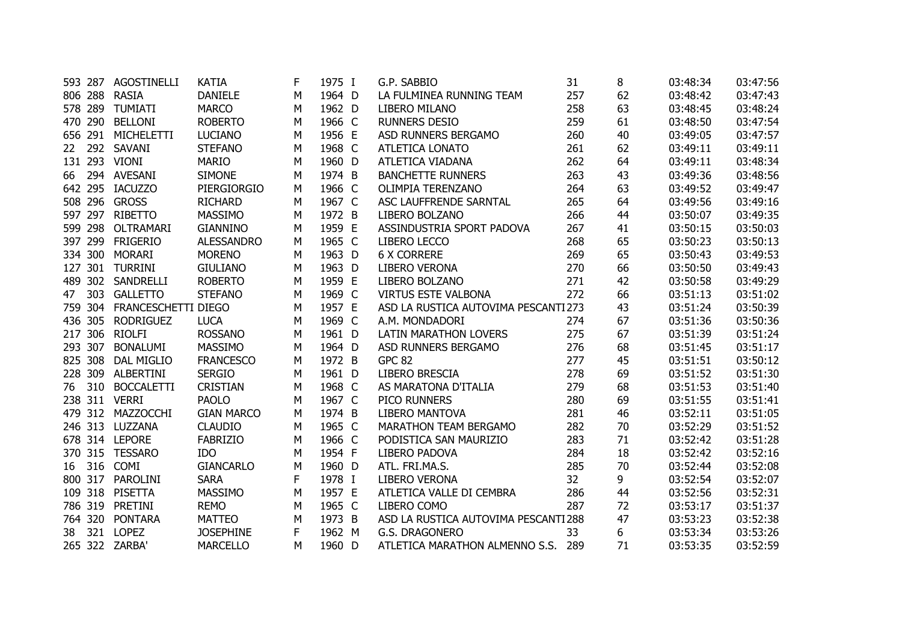| | | | | | | | | | | | |
|---|---|---|---|---|---|---|---|---|---|---|---|
| 593 | 287 | AGOSTINELLI | KATIA | F | 1975 | I | G.P. SABBIO | 31 | 8 | 03:48:34 | 03:47:56 |
| 806 | 288 | RASIA | DANIELE | M | 1964 | D | LA FULMINEA RUNNING TEAM | 257 | 62 | 03:48:42 | 03:47:43 |
| 578 | 289 | TUMIATI | MARCO | M | 1962 | D | LIBERO MILANO | 258 | 63 | 03:48:45 | 03:48:24 |
| 470 | 290 | BELLONI | ROBERTO | M | 1966 | C | RUNNERS DESIO | 259 | 61 | 03:48:50 | 03:47:54 |
| 656 | 291 | MICHELETTI | LUCIANO | M | 1956 | E | ASD RUNNERS BERGAMO | 260 | 40 | 03:49:05 | 03:47:57 |
| 22 | 292 | SAVANI | STEFANO | M | 1968 | C | ATLETICA LONATO | 261 | 62 | 03:49:11 | 03:49:11 |
| 131 | 293 | VIONI | MARIO | M | 1960 | D | ATLETICA VIADANA | 262 | 64 | 03:49:11 | 03:48:34 |
| 66 | 294 | AVESANI | SIMONE | M | 1974 | B | BANCHETTE RUNNERS | 263 | 43 | 03:49:36 | 03:48:56 |
| 642 | 295 | IACUZZO | PIERGIORGIO | M | 1966 | C | OLIMPIA TERENZANO | 264 | 63 | 03:49:52 | 03:49:47 |
| 508 | 296 | GROSS | RICHARD | M | 1967 | C | ASC LAUFFRENDE SARNTAL | 265 | 64 | 03:49:56 | 03:49:16 |
| 597 | 297 | RIBETTO | MASSIMO | M | 1972 | B | LIBERO BOLZANO | 266 | 44 | 03:50:07 | 03:49:35 |
| 599 | 298 | OLTRAMARI | GIANNINO | M | 1959 | E | ASSINDUSTRIA SPORT PADOVA | 267 | 41 | 03:50:15 | 03:50:03 |
| 397 | 299 | FRIGERIO | ALESSANDRO | M | 1965 | C | LIBERO LECCO | 268 | 65 | 03:50:23 | 03:50:13 |
| 334 | 300 | MORARI | MORENO | M | 1963 | D | 6 X CORRERE | 269 | 65 | 03:50:43 | 03:49:53 |
| 127 | 301 | TURRINI | GIULIANO | M | 1963 | D | LIBERO VERONA | 270 | 66 | 03:50:50 | 03:49:43 |
| 489 | 302 | SANDRELLI | ROBERTO | M | 1959 | E | LIBERO BOLZANO | 271 | 42 | 03:50:58 | 03:49:29 |
| 47 | 303 | GALLETTO | STEFANO | M | 1969 | C | VIRTUS ESTE VALBONA | 272 | 66 | 03:51:13 | 03:51:02 |
| 759 | 304 | FRANCESCHETTI | DIEGO | M | 1957 | E | ASD LA RUSTICA AUTOVIMA PESCANTI | 273 | 43 | 03:51:24 | 03:50:39 |
| 436 | 305 | RODRIGUEZ | LUCA | M | 1969 | C | A.M. MONDADORI | 274 | 67 | 03:51:36 | 03:50:36 |
| 217 | 306 | RIOLFI | ROSSANO | M | 1961 | D | LATIN MARATHON LOVERS | 275 | 67 | 03:51:39 | 03:51:24 |
| 293 | 307 | BONALUMI | MASSIMO | M | 1964 | D | ASD RUNNERS BERGAMO | 276 | 68 | 03:51:45 | 03:51:17 |
| 825 | 308 | DAL MIGLIO | FRANCESCO | M | 1972 | B | GPC 82 | 277 | 45 | 03:51:51 | 03:50:12 |
| 228 | 309 | ALBERTINI | SERGIO | M | 1961 | D | LIBERO BRESCIA | 278 | 69 | 03:51:52 | 03:51:30 |
| 76 | 310 | BOCCALETTI | CRISTIAN | M | 1968 | C | AS MARATONA D'ITALIA | 279 | 68 | 03:51:53 | 03:51:40 |
| 238 | 311 | VERRI | PAOLO | M | 1967 | C | PICO RUNNERS | 280 | 69 | 03:51:55 | 03:51:41 |
| 479 | 312 | MAZZOCCHI | GIAN MARCO | M | 1974 | B | LIBERO MANTOVA | 281 | 46 | 03:52:11 | 03:51:05 |
| 246 | 313 | LUZZANA | CLAUDIO | M | 1965 | C | MARATHON TEAM BERGAMO | 282 | 70 | 03:52:29 | 03:51:52 |
| 678 | 314 | LEPORE | FABRIZIO | M | 1966 | C | PODISTICA SAN MAURIZIO | 283 | 71 | 03:52:42 | 03:51:28 |
| 370 | 315 | TESSARO | IDO | M | 1954 | F | LIBERO PADOVA | 284 | 18 | 03:52:42 | 03:52:16 |
| 16 | 316 | COMI | GIANCARLO | M | 1960 | D | ATL. FRI.MA.S. | 285 | 70 | 03:52:44 | 03:52:08 |
| 800 | 317 | PAROLINI | SARA | F | 1978 | I | LIBERO VERONA | 32 | 9 | 03:52:54 | 03:52:07 |
| 109 | 318 | PISETTA | MASSIMO | M | 1957 | E | ATLETICA VALLE DI CEMBRA | 286 | 44 | 03:52:56 | 03:52:31 |
| 786 | 319 | PRETINI | REMO | M | 1965 | C | LIBERO COMO | 287 | 72 | 03:53:17 | 03:51:37 |
| 764 | 320 | PONTARA | MATTEO | M | 1973 | B | ASD LA RUSTICA AUTOVIMA PESCANTI | 288 | 47 | 03:53:23 | 03:52:38 |
| 38 | 321 | LOPEZ | JOSEPHINE | F | 1962 | M | G.S. DRAGONERO | 33 | 6 | 03:53:34 | 03:53:26 |
| 265 | 322 | ZARBA' | MARCELLO | M | 1960 | D | ATLETICA MARATHON ALMENNO S.S. | 289 | 71 | 03:53:35 | 03:52:59 |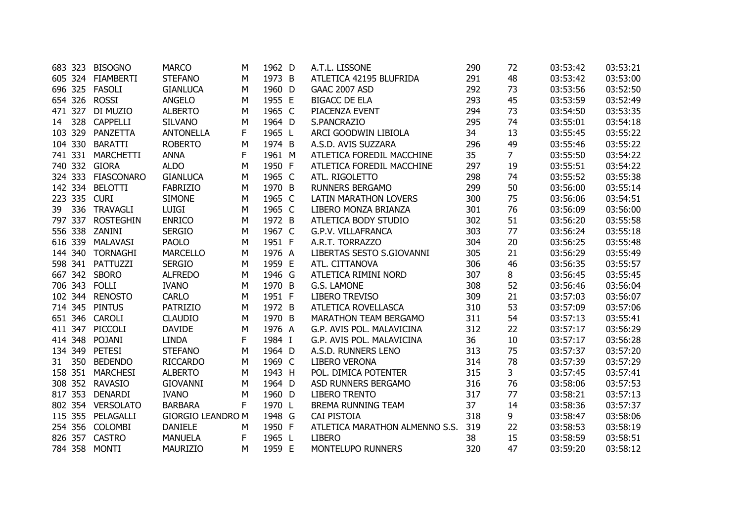| | | | | | | | | | | | |
|---|---|---|---|---|---|---|---|---|---|---|---|
| 683 | 323 | BISOGNO | MARCO | M | 1962 | D | A.T.L. LISSONE | 290 | 72 | 03:53:42 | 03:53:21 |
| 605 | 324 | FIAMBERTI | STEFANO | M | 1973 | B | ATLETICA 42195 BLUFRIDA | 291 | 48 | 03:53:42 | 03:53:00 |
| 696 | 325 | FASOLI | GIANLUCA | M | 1960 | D | GAAC 2007 ASD | 292 | 73 | 03:53:56 | 03:52:50 |
| 654 | 326 | ROSSI | ANGELO | M | 1955 | E | BIGACC DE ELA | 293 | 45 | 03:53:59 | 03:52:49 |
| 471 | 327 | DI MUZIO | ALBERTO | M | 1965 | C | PIACENZA EVENT | 294 | 73 | 03:54:50 | 03:53:35 |
| 14 | 328 | CAPPELLI | SILVANO | M | 1964 | D | S.PANCRAZIO | 295 | 74 | 03:55:01 | 03:54:18 |
| 103 | 329 | PANZETTA | ANTONELLA | F | 1965 | L | ARCI GOODWIN LIBIOLA | 34 | 13 | 03:55:45 | 03:55:22 |
| 104 | 330 | BARATTI | ROBERTO | M | 1974 | B | A.S.D. AVIS SUZZARA | 296 | 49 | 03:55:46 | 03:55:22 |
| 741 | 331 | MARCHETTI | ANNA | F | 1961 | M | ATLETICA FOREDIL MACCHINE | 35 | 7 | 03:55:50 | 03:54:22 |
| 740 | 332 | GIORA | ALDO | M | 1950 | F | ATLETICA FOREDIL MACCHINE | 297 | 19 | 03:55:51 | 03:54:22 |
| 324 | 333 | FIASCONARO | GIANLUCA | M | 1965 | C | ATL. RIGOLETTO | 298 | 74 | 03:55:52 | 03:55:38 |
| 142 | 334 | BELOTTI | FABRIZIO | M | 1970 | B | RUNNERS BERGAMO | 299 | 50 | 03:56:00 | 03:55:14 |
| 223 | 335 | CURI | SIMONE | M | 1965 | C | LATIN MARATHON LOVERS | 300 | 75 | 03:56:06 | 03:54:51 |
| 39 | 336 | TRAVAGLI | LUIGI | M | 1965 | C | LIBERO MONZA BRIANZA | 301 | 76 | 03:56:09 | 03:56:00 |
| 797 | 337 | ROSTEGHIN | ENRICO | M | 1972 | B | ATLETICA BODY STUDIO | 302 | 51 | 03:56:20 | 03:55:58 |
| 556 | 338 | ZANINI | SERGIO | M | 1967 | C | G.P.V. VILLAFRANCA | 303 | 77 | 03:56:24 | 03:55:18 |
| 616 | 339 | MALAVASI | PAOLO | M | 1951 | F | A.R.T. TORRAZZO | 304 | 20 | 03:56:25 | 03:55:48 |
| 144 | 340 | TORNAGHI | MARCELLO | M | 1976 | A | LIBERTAS SESTO S.GIOVANNI | 305 | 21 | 03:56:29 | 03:55:49 |
| 598 | 341 | PATTUZZI | SERGIO | M | 1959 | E | ATL. CITTANOVA | 306 | 46 | 03:56:35 | 03:55:57 |
| 667 | 342 | SBORO | ALFREDO | M | 1946 | G | ATLETICA RIMINI NORD | 307 | 8 | 03:56:45 | 03:55:45 |
| 706 | 343 | FOLLI | IVANO | M | 1970 | B | G.S. LAMONE | 308 | 52 | 03:56:46 | 03:56:04 |
| 102 | 344 | RENOSTO | CARLO | M | 1951 | F | LIBERO TREVISO | 309 | 21 | 03:57:03 | 03:56:07 |
| 714 | 345 | PINTUS | PATRIZIO | M | 1972 | B | ATLETICA ROVELLASCA | 310 | 53 | 03:57:09 | 03:57:06 |
| 651 | 346 | CAROLI | CLAUDIO | M | 1970 | B | MARATHON TEAM BERGAMO | 311 | 54 | 03:57:13 | 03:55:41 |
| 411 | 347 | PICCOLI | DAVIDE | M | 1976 | A | G.P. AVIS POL. MALAVICINA | 312 | 22 | 03:57:17 | 03:56:29 |
| 414 | 348 | POJANI | LINDA | F | 1984 | I | G.P. AVIS POL. MALAVICINA | 36 | 10 | 03:57:17 | 03:56:28 |
| 134 | 349 | PETESI | STEFANO | M | 1964 | D | A.S.D. RUNNERS LENO | 313 | 75 | 03:57:37 | 03:57:20 |
| 31 | 350 | BEDENDO | RICCARDO | M | 1969 | C | LIBERO VERONA | 314 | 78 | 03:57:39 | 03:57:29 |
| 158 | 351 | MARCHESI | ALBERTO | M | 1943 | H | POL. DIMICA POTENTER | 315 | 3 | 03:57:45 | 03:57:41 |
| 308 | 352 | RAVASIO | GIOVANNI | M | 1964 | D | ASD RUNNERS BERGAMO | 316 | 76 | 03:58:06 | 03:57:53 |
| 817 | 353 | DENARDI | IVANO | M | 1960 | D | LIBERO TRENTO | 317 | 77 | 03:58:21 | 03:57:13 |
| 802 | 354 | VERSOLATO | BARBARA | F | 1970 | L | BREMA RUNNING TEAM | 37 | 14 | 03:58:36 | 03:57:37 |
| 115 | 355 | PELAGALLI | GIORGIO LEANDRO | M | 1948 | G | CAI PISTOIA | 318 | 9 | 03:58:47 | 03:58:06 |
| 254 | 356 | COLOMBI | DANIELE | M | 1950 | F | ATLETICA MARATHON ALMENNO S.S. | 319 | 22 | 03:58:53 | 03:58:19 |
| 826 | 357 | CASTRO | MANUELA | F | 1965 | L | LIBERO | 38 | 15 | 03:58:59 | 03:58:51 |
| 784 | 358 | MONTI | MAURIZIO | M | 1959 | E | MONTELUPO RUNNERS | 320 | 47 | 03:59:20 | 03:58:12 |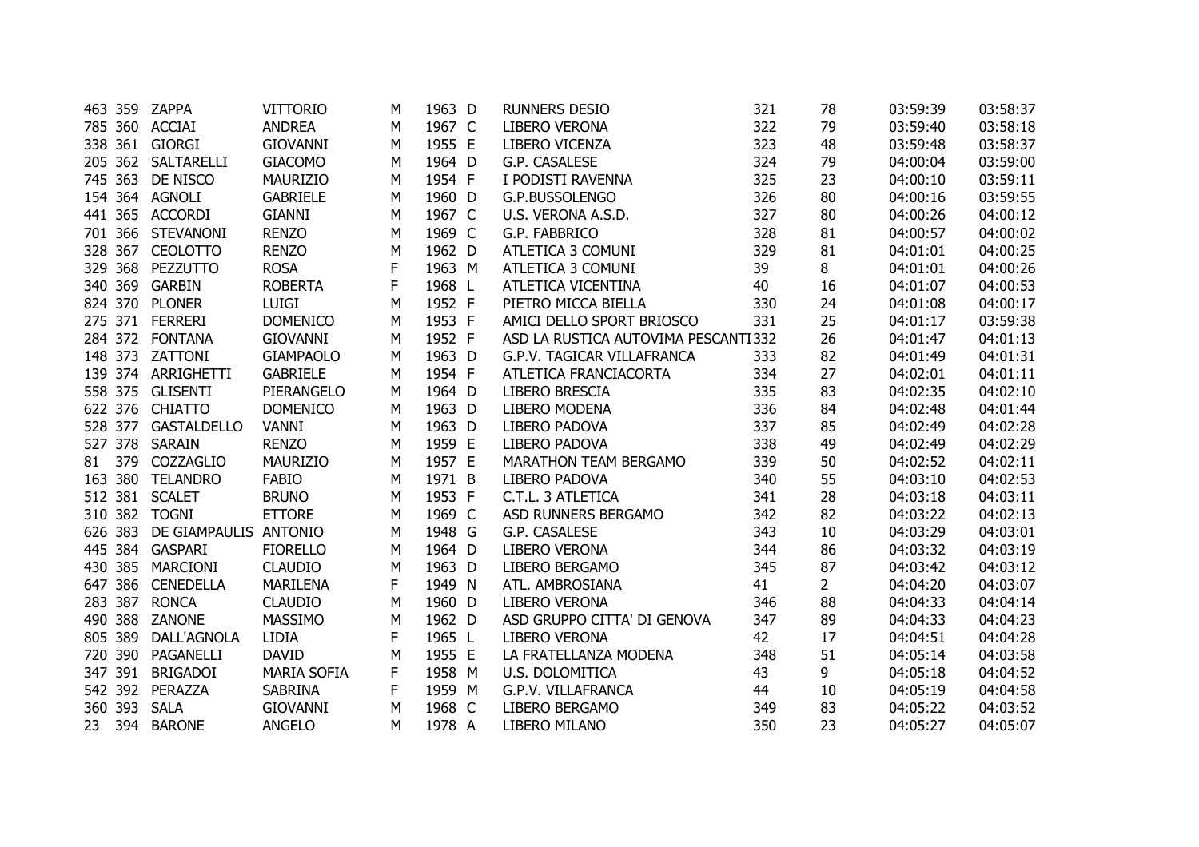| | | | | | | | | | | | |
|---|---|---|---|---|---|---|---|---|---|---|---|
| 463 | 359 | ZAPPA | VITTORIO | M | 1963 | D | RUNNERS DESIO | 321 | 78 | 03:59:39 | 03:58:37 |
| 785 | 360 | ACCIAI | ANDREA | M | 1967 | C | LIBERO VERONA | 322 | 79 | 03:59:40 | 03:58:18 |
| 338 | 361 | GIORGI | GIOVANNI | M | 1955 | E | LIBERO VICENZA | 323 | 48 | 03:59:48 | 03:58:37 |
| 205 | 362 | SALTARELLI | GIACOMO | M | 1964 | D | G.P. CASALESE | 324 | 79 | 04:00:04 | 03:59:00 |
| 745 | 363 | DE NISCO | MAURIZIO | M | 1954 | F | I PODISTI RAVENNA | 325 | 23 | 04:00:10 | 03:59:11 |
| 154 | 364 | AGNOLI | GABRIELE | M | 1960 | D | G.P.BUSSOLENGO | 326 | 80 | 04:00:16 | 03:59:55 |
| 441 | 365 | ACCORDI | GIANNI | M | 1967 | C | U.S. VERONA A.S.D. | 327 | 80 | 04:00:26 | 04:00:12 |
| 701 | 366 | STEVANONI | RENZO | M | 1969 | C | G.P. FABBRICO | 328 | 81 | 04:00:57 | 04:00:02 |
| 328 | 367 | CEOLOTTO | RENZO | M | 1962 | D | ATLETICA 3 COMUNI | 329 | 81 | 04:01:01 | 04:00:25 |
| 329 | 368 | PEZZUTTO | ROSA | F | 1963 | M | ATLETICA 3 COMUNI | 39 | 8 | 04:01:01 | 04:00:26 |
| 340 | 369 | GARBIN | ROBERTA | F | 1968 | L | ATLETICA VICENTINA | 40 | 16 | 04:01:07 | 04:00:53 |
| 824 | 370 | PLONER | LUIGI | M | 1952 | F | PIETRO MICCA BIELLA | 330 | 24 | 04:01:08 | 04:00:17 |
| 275 | 371 | FERRERI | DOMENICO | M | 1953 | F | AMICI DELLO SPORT BRIOSCO | 331 | 25 | 04:01:17 | 03:59:38 |
| 284 | 372 | FONTANA | GIOVANNI | M | 1952 | F | ASD LA RUSTICA AUTOVIMA PESCANTI | 332 | 26 | 04:01:47 | 04:01:13 |
| 148 | 373 | ZATTONI | GIAMPAOLO | M | 1963 | D | G.P.V. TAGICAR VILLAFRANCA | 333 | 82 | 04:01:49 | 04:01:31 |
| 139 | 374 | ARRIGHETTI | GABRIELE | M | 1954 | F | ATLETICA FRANCIACORTA | 334 | 27 | 04:02:01 | 04:01:11 |
| 558 | 375 | GLISENTI | PIERANGELO | M | 1964 | D | LIBERO BRESCIA | 335 | 83 | 04:02:35 | 04:02:10 |
| 622 | 376 | CHIATTO | DOMENICO | M | 1963 | D | LIBERO MODENA | 336 | 84 | 04:02:48 | 04:01:44 |
| 528 | 377 | GASTALDELLO | VANNI | M | 1963 | D | LIBERO PADOVA | 337 | 85 | 04:02:49 | 04:02:28 |
| 527 | 378 | SARAIN | RENZO | M | 1959 | E | LIBERO PADOVA | 338 | 49 | 04:02:49 | 04:02:29 |
| 81 | 379 | COZZAGLIO | MAURIZIO | M | 1957 | E | MARATHON TEAM BERGAMO | 339 | 50 | 04:02:52 | 04:02:11 |
| 163 | 380 | TELANDRO | FABIO | M | 1971 | B | LIBERO PADOVA | 340 | 55 | 04:03:10 | 04:02:53 |
| 512 | 381 | SCALET | BRUNO | M | 1953 | F | C.T.L. 3 ATLETICA | 341 | 28 | 04:03:18 | 04:03:11 |
| 310 | 382 | TOGNI | ETTORE | M | 1969 | C | ASD RUNNERS BERGAMO | 342 | 82 | 04:03:22 | 04:02:13 |
| 626 | 383 | DE GIAMPAULIS | ANTONIO | M | 1948 | G | G.P. CASALESE | 343 | 10 | 04:03:29 | 04:03:01 |
| 445 | 384 | GASPARI | FIORELLO | M | 1964 | D | LIBERO VERONA | 344 | 86 | 04:03:32 | 04:03:19 |
| 430 | 385 | MARCIONI | CLAUDIO | M | 1963 | D | LIBERO BERGAMO | 345 | 87 | 04:03:42 | 04:03:12 |
| 647 | 386 | CENEDELLA | MARILENA | F | 1949 | N | ATL. AMBROSIANA | 41 | 2 | 04:04:20 | 04:03:07 |
| 283 | 387 | RONCA | CLAUDIO | M | 1960 | D | LIBERO VERONA | 346 | 88 | 04:04:33 | 04:04:14 |
| 490 | 388 | ZANONE | MASSIMO | M | 1962 | D | ASD GRUPPO CITTA' DI GENOVA | 347 | 89 | 04:04:33 | 04:04:23 |
| 805 | 389 | DALL'AGNOLA | LIDIA | F | 1965 | L | LIBERO VERONA | 42 | 17 | 04:04:51 | 04:04:28 |
| 720 | 390 | PAGANELLI | DAVID | M | 1955 | E | LA FRATELLANZA MODENA | 348 | 51 | 04:05:14 | 04:03:58 |
| 347 | 391 | BRIGADOI | MARIA SOFIA | F | 1958 | M | U.S. DOLOMITICA | 43 | 9 | 04:05:18 | 04:04:52 |
| 542 | 392 | PERAZZA | SABRINA | F | 1959 | M | G.P.V. VILLAFRANCA | 44 | 10 | 04:05:19 | 04:04:58 |
| 360 | 393 | SALA | GIOVANNI | M | 1968 | C | LIBERO BERGAMO | 349 | 83 | 04:05:22 | 04:03:52 |
| 23 | 394 | BARONE | ANGELO | M | 1978 | A | LIBERO MILANO | 350 | 23 | 04:05:27 | 04:05:07 |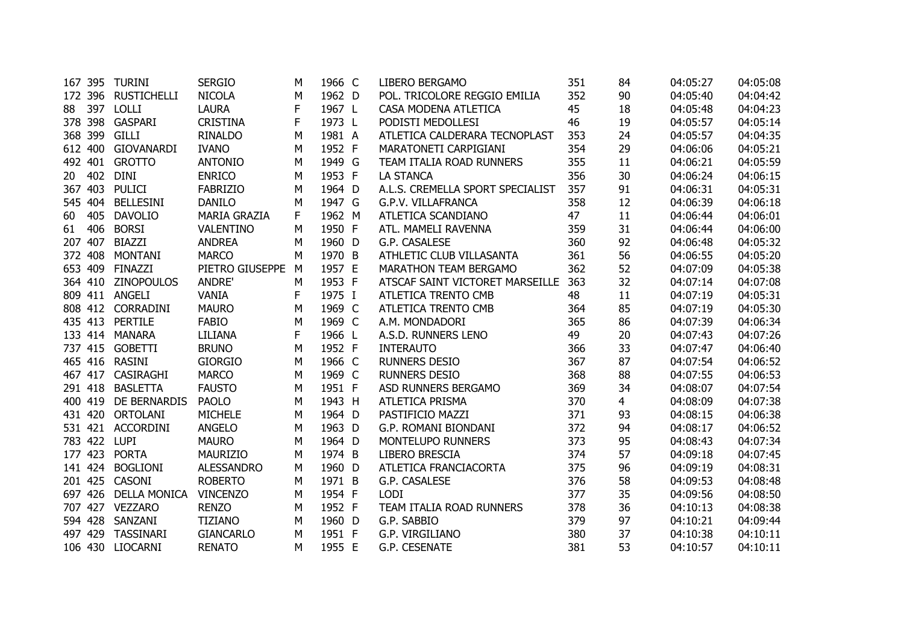| | | | | | | | | | | | |
|---|---|---|---|---|---|---|---|---|---|---|---|
| 167 | 395 | TURINI | SERGIO | M | 1966 | C | LIBERO BERGAMO | 351 | 84 | 04:05:27 | 04:05:08 |
| 172 | 396 | RUSTICHELLI | NICOLA | M | 1962 | D | POL. TRICOLORE REGGIO EMILIA | 352 | 90 | 04:05:40 | 04:04:42 |
| 88 | 397 | LOLLI | LAURA | F | 1967 | L | CASA MODENA ATLETICA | 45 | 18 | 04:05:48 | 04:04:23 |
| 378 | 398 | GASPARI | CRISTINA | F | 1973 | L | PODISTI MEDOLLESI | 46 | 19 | 04:05:57 | 04:05:14 |
| 368 | 399 | GILLI | RINALDO | M | 1981 | A | ATLETICA CALDERARA TECNOPLAST | 353 | 24 | 04:05:57 | 04:04:35 |
| 612 | 400 | GIOVANARDI | IVANO | M | 1952 | F | MARATONETI CARPIGIANI | 354 | 29 | 04:06:06 | 04:05:21 |
| 492 | 401 | GROTTO | ANTONIO | M | 1949 | G | TEAM ITALIA ROAD RUNNERS | 355 | 11 | 04:06:21 | 04:05:59 |
| 20 | 402 | DINI | ENRICO | M | 1953 | F | LA STANCA | 356 | 30 | 04:06:24 | 04:06:15 |
| 367 | 403 | PULICI | FABRIZIO | M | 1964 | D | A.L.S. CREMELLA SPORT SPECIALIST | 357 | 91 | 04:06:31 | 04:05:31 |
| 545 | 404 | BELLESINI | DANILO | M | 1947 | G | G.P.V. VILLAFRANCA | 358 | 12 | 04:06:39 | 04:06:18 |
| 60 | 405 | DAVOLIO | MARIA GRAZIA | F | 1962 | M | ATLETICA SCANDIANO | 47 | 11 | 04:06:44 | 04:06:01 |
| 61 | 406 | BORSI | VALENTINO | M | 1950 | F | ATL. MAMELI RAVENNA | 359 | 31 | 04:06:44 | 04:06:00 |
| 207 | 407 | BIAZZI | ANDREA | M | 1960 | D | G.P. CASALESE | 360 | 92 | 04:06:48 | 04:05:32 |
| 372 | 408 | MONTANI | MARCO | M | 1970 | B | ATHLETIC CLUB VILLASANTA | 361 | 56 | 04:06:55 | 04:05:20 |
| 653 | 409 | FINAZZI | PIETRO GIUSEPPE | M | 1957 | E | MARATHON TEAM BERGAMO | 362 | 52 | 04:07:09 | 04:05:38 |
| 364 | 410 | ZINOPOULOS | ANDRE' | M | 1953 | F | ATSCAF SAINT VICTORET MARSEILLE | 363 | 32 | 04:07:14 | 04:07:08 |
| 809 | 411 | ANGELI | VANIA | F | 1975 | I | ATLETICA TRENTO CMB | 48 | 11 | 04:07:19 | 04:05:31 |
| 808 | 412 | CORRADINI | MAURO | M | 1969 | C | ATLETICA TRENTO CMB | 364 | 85 | 04:07:19 | 04:05:30 |
| 435 | 413 | PERTILE | FABIO | M | 1969 | C | A.M. MONDADORI | 365 | 86 | 04:07:39 | 04:06:34 |
| 133 | 414 | MANARA | LILIANA | F | 1966 | L | A.S.D. RUNNERS LENO | 49 | 20 | 04:07:43 | 04:07:26 |
| 737 | 415 | GOBETTI | BRUNO | M | 1952 | F | INTERAUTO | 366 | 33 | 04:07:47 | 04:06:40 |
| 465 | 416 | RASINI | GIORGIO | M | 1966 | C | RUNNERS DESIO | 367 | 87 | 04:07:54 | 04:06:52 |
| 467 | 417 | CASIRAGHI | MARCO | M | 1969 | C | RUNNERS DESIO | 368 | 88 | 04:07:55 | 04:06:53 |
| 291 | 418 | BASLETTA | FAUSTO | M | 1951 | F | ASD RUNNERS BERGAMO | 369 | 34 | 04:08:07 | 04:07:54 |
| 400 | 419 | DE BERNARDIS | PAOLO | M | 1943 | H | ATLETICA PRISMA | 370 | 4 | 04:08:09 | 04:07:38 |
| 431 | 420 | ORTOLANI | MICHELE | M | 1964 | D | PASTIFICIO MAZZI | 371 | 93 | 04:08:15 | 04:06:38 |
| 531 | 421 | ACCORDINI | ANGELO | M | 1963 | D | G.P. ROMANI BIONDANI | 372 | 94 | 04:08:17 | 04:06:52 |
| 783 | 422 | LUPI | MAURO | M | 1964 | D | MONTELUPO RUNNERS | 373 | 95 | 04:08:43 | 04:07:34 |
| 177 | 423 | PORTA | MAURIZIO | M | 1974 | B | LIBERO BRESCIA | 374 | 57 | 04:09:18 | 04:07:45 |
| 141 | 424 | BOGLIONI | ALESSANDRO | M | 1960 | D | ATLETICA FRANCIACORTA | 375 | 96 | 04:09:19 | 04:08:31 |
| 201 | 425 | CASONI | ROBERTO | M | 1971 | B | G.P. CASALESE | 376 | 58 | 04:09:53 | 04:08:48 |
| 697 | 426 | DELLA MONICA | VINCENZO | M | 1954 | F | LODI | 377 | 35 | 04:09:56 | 04:08:50 |
| 707 | 427 | VEZZARO | RENZO | M | 1952 | F | TEAM ITALIA ROAD RUNNERS | 378 | 36 | 04:10:13 | 04:08:38 |
| 594 | 428 | SANZANI | TIZIANO | M | 1960 | D | G.P. SABBIO | 379 | 97 | 04:10:21 | 04:09:44 |
| 497 | 429 | TASSINARI | GIANCARLO | M | 1951 | F | G.P. VIRGILIANO | 380 | 37 | 04:10:38 | 04:10:11 |
| 106 | 430 | LIOCARNI | RENATO | M | 1955 | E | G.P. CESENATE | 381 | 53 | 04:10:57 | 04:10:11 |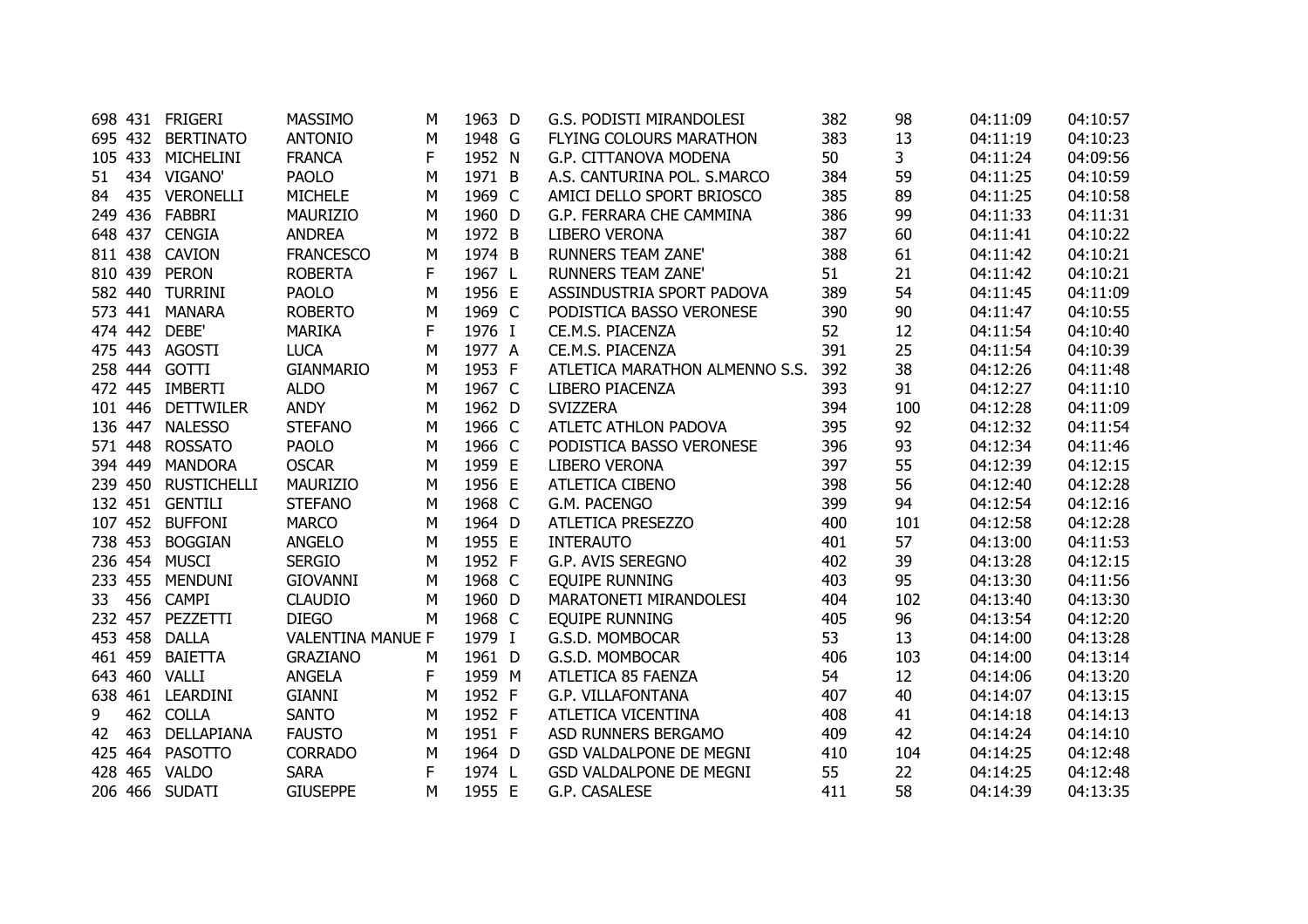| | | | | | | | | | | | |
|---|---|---|---|---|---|---|---|---|---|---|---|
| 698 | 431 | FRIGERI | MASSIMO | M | 1963 | D | G.S. PODISTI MIRANDOLESI | 382 | 98 | 04:11:09 | 04:10:57 |
| 695 | 432 | BERTINATO | ANTONIO | M | 1948 | G | FLYING COLOURS MARATHON | 383 | 13 | 04:11:19 | 04:10:23 |
| 105 | 433 | MICHELINI | FRANCA | F | 1952 | N | G.P. CITTANOVA MODENA | 50 | 3 | 04:11:24 | 04:09:56 |
| 51 | 434 | VIGANO' | PAOLO | M | 1971 | B | A.S. CANTURINA POL. S.MARCO | 384 | 59 | 04:11:25 | 04:10:59 |
| 84 | 435 | VERONELLI | MICHELE | M | 1969 | C | AMICI DELLO SPORT BRIOSCO | 385 | 89 | 04:11:25 | 04:10:58 |
| 249 | 436 | FABBRI | MAURIZIO | M | 1960 | D | G.P. FERRARA CHE CAMMINA | 386 | 99 | 04:11:33 | 04:11:31 |
| 648 | 437 | CENGIA | ANDREA | M | 1972 | B | LIBERO VERONA | 387 | 60 | 04:11:41 | 04:10:22 |
| 811 | 438 | CAVION | FRANCESCO | M | 1974 | B | RUNNERS TEAM ZANE' | 388 | 61 | 04:11:42 | 04:10:21 |
| 810 | 439 | PERON | ROBERTA | F | 1967 | L | RUNNERS TEAM ZANE' | 51 | 21 | 04:11:42 | 04:10:21 |
| 582 | 440 | TURRINI | PAOLO | M | 1956 | E | ASSINDUSTRIA SPORT PADOVA | 389 | 54 | 04:11:45 | 04:11:09 |
| 573 | 441 | MANARA | ROBERTO | M | 1969 | C | PODISTICA BASSO VERONESE | 390 | 90 | 04:11:47 | 04:10:55 |
| 474 | 442 | DEBE' | MARIKA | F | 1976 | I | CE.M.S. PIACENZA | 52 | 12 | 04:11:54 | 04:10:40 |
| 475 | 443 | AGOSTI | LUCA | M | 1977 | A | CE.M.S. PIACENZA | 391 | 25 | 04:11:54 | 04:10:39 |
| 258 | 444 | GOTTI | GIANMARIO | M | 1953 | F | ATLETICA MARATHON ALMENNO S.S. | 392 | 38 | 04:12:26 | 04:11:48 |
| 472 | 445 | IMBERTI | ALDO | M | 1967 | C | LIBERO PIACENZA | 393 | 91 | 04:12:27 | 04:11:10 |
| 101 | 446 | DETTWILER | ANDY | M | 1962 | D | SVIZZERA | 394 | 100 | 04:12:28 | 04:11:09 |
| 136 | 447 | NALESSO | STEFANO | M | 1966 | C | ATLETC ATHLON PADOVA | 395 | 92 | 04:12:32 | 04:11:54 |
| 571 | 448 | ROSSATO | PAOLO | M | 1966 | C | PODISTICA BASSO VERONESE | 396 | 93 | 04:12:34 | 04:11:46 |
| 394 | 449 | MANDORA | OSCAR | M | 1959 | E | LIBERO VERONA | 397 | 55 | 04:12:39 | 04:12:15 |
| 239 | 450 | RUSTICHELLI | MAURIZIO | M | 1956 | E | ATLETICA CIBENO | 398 | 56 | 04:12:40 | 04:12:28 |
| 132 | 451 | GENTILI | STEFANO | M | 1968 | C | G.M. PACENGO | 399 | 94 | 04:12:54 | 04:12:16 |
| 107 | 452 | BUFFONI | MARCO | M | 1964 | D | ATLETICA PRESEZZO | 400 | 101 | 04:12:58 | 04:12:28 |
| 738 | 453 | BOGGIAN | ANGELO | M | 1955 | E | INTERAUTO | 401 | 57 | 04:13:00 | 04:11:53 |
| 236 | 454 | MUSCI | SERGIO | M | 1952 | F | G.P. AVIS SEREGNO | 402 | 39 | 04:13:28 | 04:12:15 |
| 233 | 455 | MENDUNI | GIOVANNI | M | 1968 | C | EQUIPE RUNNING | 403 | 95 | 04:13:30 | 04:11:56 |
| 33 | 456 | CAMPI | CLAUDIO | M | 1960 | D | MARATONETI MIRANDOLESI | 404 | 102 | 04:13:40 | 04:13:30 |
| 232 | 457 | PEZZETTI | DIEGO | M | 1968 | C | EQUIPE RUNNING | 405 | 96 | 04:13:54 | 04:12:20 |
| 453 | 458 | DALLA | VALENTINA MANUE | F | 1979 | I | G.S.D. MOMBOCAR | 53 | 13 | 04:14:00 | 04:13:28 |
| 461 | 459 | BAIETTA | GRAZIANO | M | 1961 | D | G.S.D. MOMBOCAR | 406 | 103 | 04:14:00 | 04:13:14 |
| 643 | 460 | VALLI | ANGELA | F | 1959 | M | ATLETICA 85 FAENZA | 54 | 12 | 04:14:06 | 04:13:20 |
| 638 | 461 | LEARDINI | GIANNI | M | 1952 | F | G.P. VILLAFONTANA | 407 | 40 | 04:14:07 | 04:13:15 |
| 9 | 462 | COLLA | SANTO | M | 1952 | F | ATLETICA VICENTINA | 408 | 41 | 04:14:18 | 04:14:13 |
| 42 | 463 | DELLAPIANA | FAUSTO | M | 1951 | F | ASD RUNNERS BERGAMO | 409 | 42 | 04:14:24 | 04:14:10 |
| 425 | 464 | PASOTTO | CORRADO | M | 1964 | D | GSD VALDALPONE DE MEGNI | 410 | 104 | 04:14:25 | 04:12:48 |
| 428 | 465 | VALDO | SARA | F | 1974 | L | GSD VALDALPONE DE MEGNI | 55 | 22 | 04:14:25 | 04:12:48 |
| 206 | 466 | SUDATI | GIUSEPPE | M | 1955 | E | G.P. CASALESE | 411 | 58 | 04:14:39 | 04:13:35 |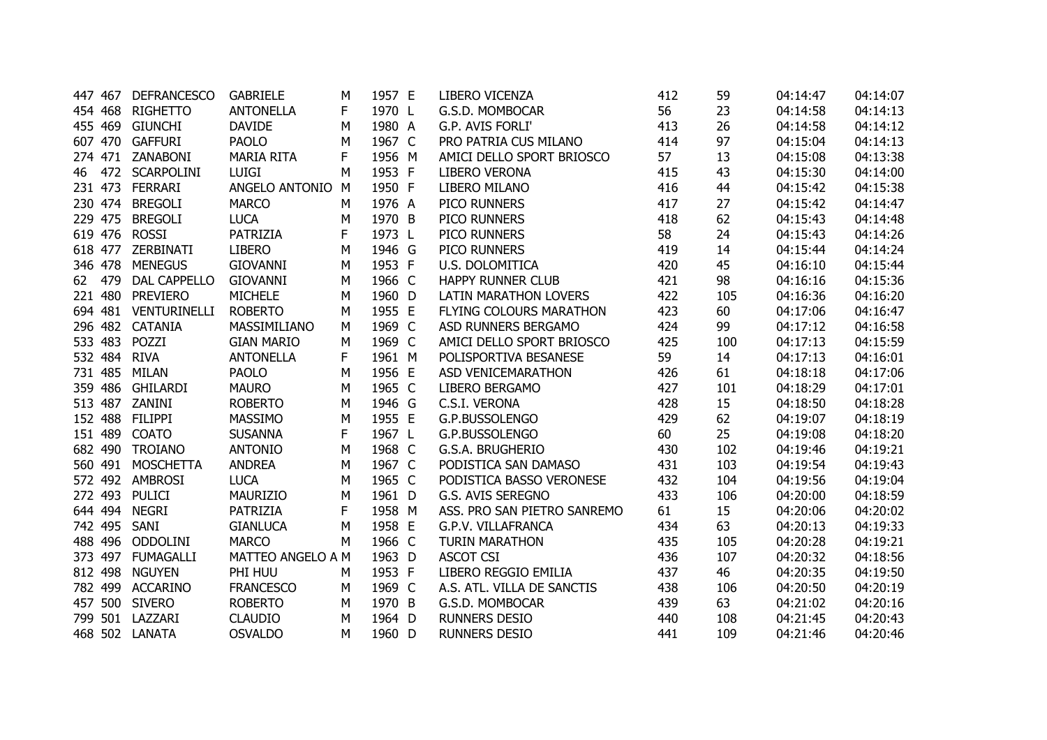| | | | | | | | | | | | |
|---|---|---|---|---|---|---|---|---|---|---|---|
| 447 | 467 | DEFRANCESCO | GABRIELE | M | 1957 | E | LIBERO VICENZA | 412 | 59 | 04:14:47 | 04:14:07 |
| 454 | 468 | RIGHETTO | ANTONELLA | F | 1970 | L | G.S.D. MOMBOCAR | 56 | 23 | 04:14:58 | 04:14:13 |
| 455 | 469 | GIUNCHI | DAVIDE | M | 1980 | A | G.P. AVIS FORLI' | 413 | 26 | 04:14:58 | 04:14:12 |
| 607 | 470 | GAFFURI | PAOLO | M | 1967 | C | PRO PATRIA CUS MILANO | 414 | 97 | 04:15:04 | 04:14:13 |
| 274 | 471 | ZANABONI | MARIA RITA | F | 1956 | M | AMICI DELLO SPORT BRIOSCO | 57 | 13 | 04:15:08 | 04:13:38 |
| 46 | 472 | SCARPOLINI | LUIGI | M | 1953 | F | LIBERO VERONA | 415 | 43 | 04:15:30 | 04:14:00 |
| 231 | 473 | FERRARI | ANGELO ANTONIO | M | 1950 | F | LIBERO MILANO | 416 | 44 | 04:15:42 | 04:15:38 |
| 230 | 474 | BREGOLI | MARCO | M | 1976 | A | PICO RUNNERS | 417 | 27 | 04:15:42 | 04:14:47 |
| 229 | 475 | BREGOLI | LUCA | M | 1970 | B | PICO RUNNERS | 418 | 62 | 04:15:43 | 04:14:48 |
| 619 | 476 | ROSSI | PATRIZIA | F | 1973 | L | PICO RUNNERS | 58 | 24 | 04:15:43 | 04:14:26 |
| 618 | 477 | ZERBINATI | LIBERO | M | 1946 | G | PICO RUNNERS | 419 | 14 | 04:15:44 | 04:14:24 |
| 346 | 478 | MENEGUS | GIOVANNI | M | 1953 | F | U.S. DOLOMITICA | 420 | 45 | 04:16:10 | 04:15:44 |
| 62 | 479 | DAL CAPPELLO | GIOVANNI | M | 1966 | C | HAPPY RUNNER CLUB | 421 | 98 | 04:16:16 | 04:15:36 |
| 221 | 480 | PREVIERO | MICHELE | M | 1960 | D | LATIN MARATHON LOVERS | 422 | 105 | 04:16:36 | 04:16:20 |
| 694 | 481 | VENTURINELLI | ROBERTO | M | 1955 | E | FLYING COLOURS MARATHON | 423 | 60 | 04:17:06 | 04:16:47 |
| 296 | 482 | CATANIA | MASSIMILIANO | M | 1969 | C | ASD RUNNERS BERGAMO | 424 | 99 | 04:17:12 | 04:16:58 |
| 533 | 483 | POZZI | GIAN MARIO | M | 1969 | C | AMICI DELLO SPORT BRIOSCO | 425 | 100 | 04:17:13 | 04:15:59 |
| 532 | 484 | RIVA | ANTONELLA | F | 1961 | M | POLISPORTIVA BESANESE | 59 | 14 | 04:17:13 | 04:16:01 |
| 731 | 485 | MILAN | PAOLO | M | 1956 | E | ASD VENICEMARATHON | 426 | 61 | 04:18:18 | 04:17:06 |
| 359 | 486 | GHILARDI | MAURO | M | 1965 | C | LIBERO BERGAMO | 427 | 101 | 04:18:29 | 04:17:01 |
| 513 | 487 | ZANINI | ROBERTO | M | 1946 | G | C.S.I. VERONA | 428 | 15 | 04:18:50 | 04:18:28 |
| 152 | 488 | FILIPPI | MASSIMO | M | 1955 | E | G.P.BUSSOLENGO | 429 | 62 | 04:19:07 | 04:18:19 |
| 151 | 489 | COATO | SUSANNA | F | 1967 | L | G.P.BUSSOLENGO | 60 | 25 | 04:19:08 | 04:18:20 |
| 682 | 490 | TROIANO | ANTONIO | M | 1968 | C | G.S.A. BRUGHERIO | 430 | 102 | 04:19:46 | 04:19:21 |
| 560 | 491 | MOSCHETTA | ANDREA | M | 1967 | C | PODISTICA SAN DAMASO | 431 | 103 | 04:19:54 | 04:19:43 |
| 572 | 492 | AMBROSI | LUCA | M | 1965 | C | PODISTICA BASSO VERONESE | 432 | 104 | 04:19:56 | 04:19:04 |
| 272 | 493 | PULICI | MAURIZIO | M | 1961 | D | G.S. AVIS SEREGNO | 433 | 106 | 04:20:00 | 04:18:59 |
| 644 | 494 | NEGRI | PATRIZIA | F | 1958 | M | ASS. PRO SAN PIETRO SANREMO | 61 | 15 | 04:20:06 | 04:20:02 |
| 742 | 495 | SANI | GIANLUCA | M | 1958 | E | G.P.V. VILLAFRANCA | 434 | 63 | 04:20:13 | 04:19:33 |
| 488 | 496 | ODDOLINI | MARCO | M | 1966 | C | TURIN MARATHON | 435 | 105 | 04:20:28 | 04:19:21 |
| 373 | 497 | FUMAGALLI | MATTEO ANGELO A | M | 1963 | D | ASCOT CSI | 436 | 107 | 04:20:32 | 04:18:56 |
| 812 | 498 | NGUYEN | PHI HUU | M | 1953 | F | LIBERO REGGIO EMILIA | 437 | 46 | 04:20:35 | 04:19:50 |
| 782 | 499 | ACCARINO | FRANCESCO | M | 1969 | C | A.S. ATL. VILLA DE SANCTIS | 438 | 106 | 04:20:50 | 04:20:19 |
| 457 | 500 | SIVERO | ROBERTO | M | 1970 | B | G.S.D. MOMBOCAR | 439 | 63 | 04:21:02 | 04:20:16 |
| 799 | 501 | LAZZARI | CLAUDIO | M | 1964 | D | RUNNERS DESIO | 440 | 108 | 04:21:45 | 04:20:43 |
| 468 | 502 | LANATA | OSVALDO | M | 1960 | D | RUNNERS DESIO | 441 | 109 | 04:21:46 | 04:20:46 |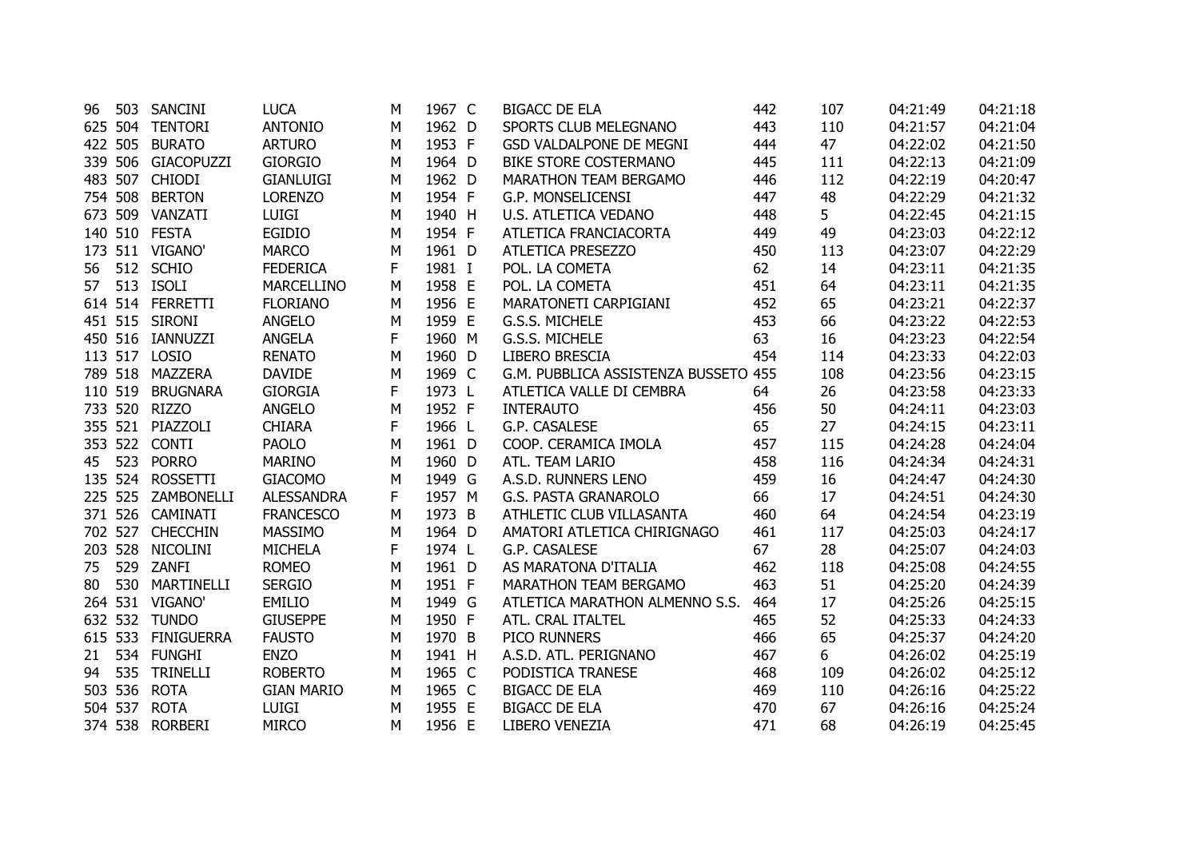| | | | | | | | | | | | |
|---|---|---|---|---|---|---|---|---|---|---|---|
| 96 | 503 | SANCINI | LUCA | M | 1967 | C | BIGACC DE ELA | 442 | 107 | 04:21:49 | 04:21:18 |
| 625 | 504 | TENTORI | ANTONIO | M | 1962 | D | SPORTS CLUB MELEGNANO | 443 | 110 | 04:21:57 | 04:21:04 |
| 422 | 505 | BURATO | ARTURO | M | 1953 | F | GSD VALDALPONE DE MEGNI | 444 | 47 | 04:22:02 | 04:21:50 |
| 339 | 506 | GIACOPUZZI | GIORGIO | M | 1964 | D | BIKE STORE COSTERMANO | 445 | 111 | 04:22:13 | 04:21:09 |
| 483 | 507 | CHIODI | GIANLUIGI | M | 1962 | D | MARATHON TEAM BERGAMO | 446 | 112 | 04:22:19 | 04:20:47 |
| 754 | 508 | BERTON | LORENZO | M | 1954 | F | G.P. MONSELICENSI | 447 | 48 | 04:22:29 | 04:21:32 |
| 673 | 509 | VANZATI | LUIGI | M | 1940 | H | U.S. ATLETICA VEDANO | 448 | 5 | 04:22:45 | 04:21:15 |
| 140 | 510 | FESTA | EGIDIO | M | 1954 | F | ATLETICA FRANCIACORTA | 449 | 49 | 04:23:03 | 04:22:12 |
| 173 | 511 | VIGANO' | MARCO | M | 1961 | D | ATLETICA PRESEZZO | 450 | 113 | 04:23:07 | 04:22:29 |
| 56 | 512 | SCHIO | FEDERICA | F | 1981 | I | POL. LA COMETA | 62 | 14 | 04:23:11 | 04:21:35 |
| 57 | 513 | ISOLI | MARCELLINO | M | 1958 | E | POL. LA COMETA | 451 | 64 | 04:23:11 | 04:21:35 |
| 614 | 514 | FERRETTI | FLORIANO | M | 1956 | E | MARATONETI CARPIGIANI | 452 | 65 | 04:23:21 | 04:22:37 |
| 451 | 515 | SIRONI | ANGELO | M | 1959 | E | G.S.S. MICHELE | 453 | 66 | 04:23:22 | 04:22:53 |
| 450 | 516 | IANNUZZI | ANGELA | F | 1960 | M | G.S.S. MICHELE | 63 | 16 | 04:23:23 | 04:22:54 |
| 113 | 517 | LOSIO | RENATO | M | 1960 | D | LIBERO BRESCIA | 454 | 114 | 04:23:33 | 04:22:03 |
| 789 | 518 | MAZZERA | DAVIDE | M | 1969 | C | G.M. PUBBLICA ASSISTENZA BUSSETO | 455 | 108 | 04:23:56 | 04:23:15 |
| 110 | 519 | BRUGNARA | GIORGIA | F | 1973 | L | ATLETICA VALLE DI CEMBRA | 64 | 26 | 04:23:58 | 04:23:33 |
| 733 | 520 | RIZZO | ANGELO | M | 1952 | F | INTERAUTO | 456 | 50 | 04:24:11 | 04:23:03 |
| 355 | 521 | PIAZZOLI | CHIARA | F | 1966 | L | G.P. CASALESE | 65 | 27 | 04:24:15 | 04:23:11 |
| 353 | 522 | CONTI | PAOLO | M | 1961 | D | COOP. CERAMICA IMOLA | 457 | 115 | 04:24:28 | 04:24:04 |
| 45 | 523 | PORRO | MARINO | M | 1960 | D | ATL. TEAM LARIO | 458 | 116 | 04:24:34 | 04:24:31 |
| 135 | 524 | ROSSETTI | GIACOMO | M | 1949 | G | A.S.D. RUNNERS LENO | 459 | 16 | 04:24:47 | 04:24:30 |
| 225 | 525 | ZAMBONELLI | ALESSANDRA | F | 1957 | M | G.S. PASTA GRANAROLO | 66 | 17 | 04:24:51 | 04:24:30 |
| 371 | 526 | CAMINATI | FRANCESCO | M | 1973 | B | ATHLETIC CLUB VILLASANTA | 460 | 64 | 04:24:54 | 04:23:19 |
| 702 | 527 | CHECCHIN | MASSIMO | M | 1964 | D | AMATORI ATLETICA CHIRIGNAGO | 461 | 117 | 04:25:03 | 04:24:17 |
| 203 | 528 | NICOLINI | MICHELA | F | 1974 | L | G.P. CASALESE | 67 | 28 | 04:25:07 | 04:24:03 |
| 75 | 529 | ZANFI | ROMEO | M | 1961 | D | AS MARATONA D'ITALIA | 462 | 118 | 04:25:08 | 04:24:55 |
| 80 | 530 | MARTINELLI | SERGIO | M | 1951 | F | MARATHON TEAM BERGAMO | 463 | 51 | 04:25:20 | 04:24:39 |
| 264 | 531 | VIGANO' | EMILIO | M | 1949 | G | ATLETICA MARATHON ALMENNO S.S. | 464 | 17 | 04:25:26 | 04:25:15 |
| 632 | 532 | TUNDO | GIUSEPPE | M | 1950 | F | ATL. CRAL ITALTEL | 465 | 52 | 04:25:33 | 04:24:33 |
| 615 | 533 | FINIGUERRA | FAUSTO | M | 1970 | B | PICO RUNNERS | 466 | 65 | 04:25:37 | 04:24:20 |
| 21 | 534 | FUNGHI | ENZO | M | 1941 | H | A.S.D. ATL. PERIGNANO | 467 | 6 | 04:26:02 | 04:25:19 |
| 94 | 535 | TRINELLI | ROBERTO | M | 1965 | C | PODISTICA TRANESE | 468 | 109 | 04:26:02 | 04:25:12 |
| 503 | 536 | ROTA | GIAN MARIO | M | 1965 | C | BIGACC DE ELA | 469 | 110 | 04:26:16 | 04:25:22 |
| 504 | 537 | ROTA | LUIGI | M | 1955 | E | BIGACC DE ELA | 470 | 67 | 04:26:16 | 04:25:24 |
| 374 | 538 | RORBERI | MIRCO | M | 1956 | E | LIBERO VENEZIA | 471 | 68 | 04:26:19 | 04:25:45 |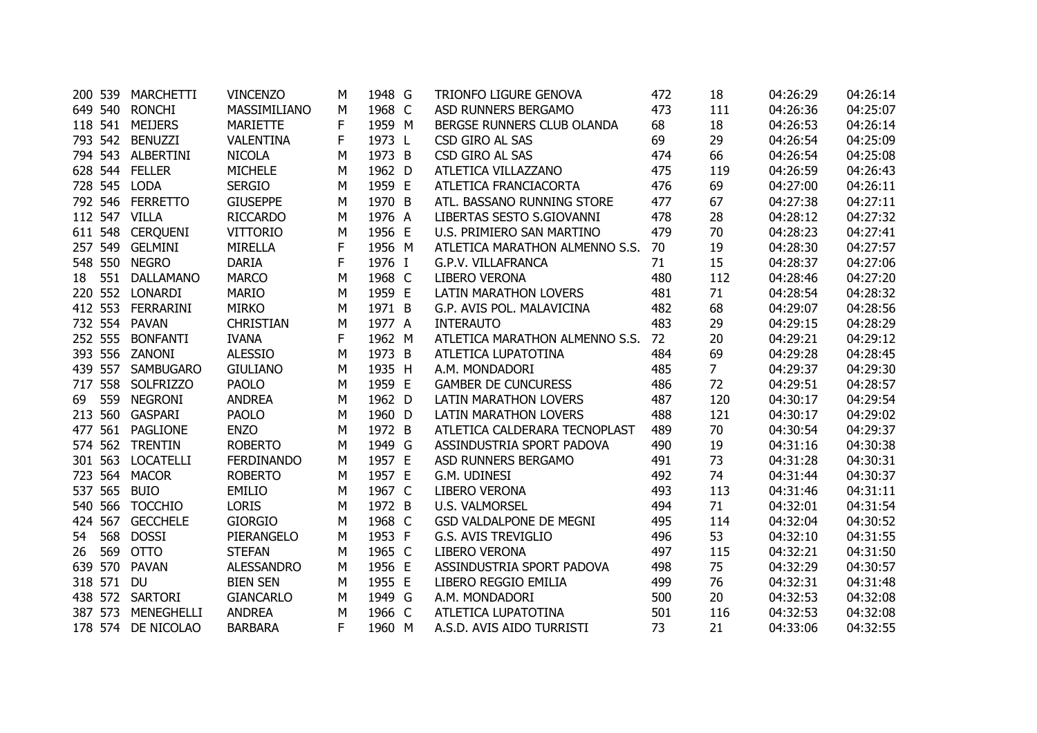| | | | | | | | | | | | |
|---|---|---|---|---|---|---|---|---|---|---|---|
| 200 | 539 | MARCHETTI | VINCENZO | M | 1948 | G | TRIONFO LIGURE GENOVA | 472 | 18 | 04:26:29 | 04:26:14 |
| 649 | 540 | RONCHI | MASSIMILIANO | M | 1968 | C | ASD RUNNERS BERGAMO | 473 | 111 | 04:26:36 | 04:25:07 |
| 118 | 541 | MEIJERS | MARIETTE | F | 1959 | M | BERGSE RUNNERS CLUB OLANDA | 68 | 18 | 04:26:53 | 04:26:14 |
| 793 | 542 | BENUZZI | VALENTINA | F | 1973 | L | CSD GIRO AL SAS | 69 | 29 | 04:26:54 | 04:25:09 |
| 794 | 543 | ALBERTINI | NICOLA | M | 1973 | B | CSD GIRO AL SAS | 474 | 66 | 04:26:54 | 04:25:08 |
| 628 | 544 | FELLER | MICHELE | M | 1962 | D | ATLETICA VILLAZZANO | 475 | 119 | 04:26:59 | 04:26:43 |
| 728 | 545 | LODA | SERGIO | M | 1959 | E | ATLETICA FRANCIACORTA | 476 | 69 | 04:27:00 | 04:26:11 |
| 792 | 546 | FERRETTO | GIUSEPPE | M | 1970 | B | ATL. BASSANO RUNNING STORE | 477 | 67 | 04:27:38 | 04:27:11 |
| 112 | 547 | VILLA | RICCARDO | M | 1976 | A | LIBERTAS SESTO S.GIOVANNI | 478 | 28 | 04:28:12 | 04:27:32 |
| 611 | 548 | CERQUENI | VITTORIO | M | 1956 | E | U.S. PRIMIERO SAN MARTINO | 479 | 70 | 04:28:23 | 04:27:41 |
| 257 | 549 | GELMINI | MIRELLA | F | 1956 | M | ATLETICA MARATHON ALMENNO S.S. | 70 | 19 | 04:28:30 | 04:27:57 |
| 548 | 550 | NEGRO | DARIA | F | 1976 | I | G.P.V. VILLAFRANCA | 71 | 15 | 04:28:37 | 04:27:06 |
| 18 | 551 | DALLAMANO | MARCO | M | 1968 | C | LIBERO VERONA | 480 | 112 | 04:28:46 | 04:27:20 |
| 220 | 552 | LONARDI | MARIO | M | 1959 | E | LATIN MARATHON LOVERS | 481 | 71 | 04:28:54 | 04:28:32 |
| 412 | 553 | FERRARINI | MIRKO | M | 1971 | B | G.P. AVIS POL. MALAVICINA | 482 | 68 | 04:29:07 | 04:28:56 |
| 732 | 554 | PAVAN | CHRISTIAN | M | 1977 | A | INTERAUTO | 483 | 29 | 04:29:15 | 04:28:29 |
| 252 | 555 | BONFANTI | IVANA | F | 1962 | M | ATLETICA MARATHON ALMENNO S.S. | 72 | 20 | 04:29:21 | 04:29:12 |
| 393 | 556 | ZANONI | ALESSIO | M | 1973 | B | ATLETICA LUPATOTINA | 484 | 69 | 04:29:28 | 04:28:45 |
| 439 | 557 | SAMBUGARO | GIULIANO | M | 1935 | H | A.M. MONDADORI | 485 | 7 | 04:29:37 | 04:29:30 |
| 717 | 558 | SOLFRIZZO | PAOLO | M | 1959 | E | GAMBER DE CUNCURESS | 486 | 72 | 04:29:51 | 04:28:57 |
| 69 | 559 | NEGRONI | ANDREA | M | 1962 | D | LATIN MARATHON LOVERS | 487 | 120 | 04:30:17 | 04:29:54 |
| 213 | 560 | GASPARI | PAOLO | M | 1960 | D | LATIN MARATHON LOVERS | 488 | 121 | 04:30:17 | 04:29:02 |
| 477 | 561 | PAGLIONE | ENZO | M | 1972 | B | ATLETICA CALDERARA TECNOPLAST | 489 | 70 | 04:30:54 | 04:29:37 |
| 574 | 562 | TRENTIN | ROBERTO | M | 1949 | G | ASSINDUSTRIA SPORT PADOVA | 490 | 19 | 04:31:16 | 04:30:38 |
| 301 | 563 | LOCATELLI | FERDINANDO | M | 1957 | E | ASD RUNNERS BERGAMO | 491 | 73 | 04:31:28 | 04:30:31 |
| 723 | 564 | MACOR | ROBERTO | M | 1957 | E | G.M. UDINESI | 492 | 74 | 04:31:44 | 04:30:37 |
| 537 | 565 | BUIO | EMILIO | M | 1967 | C | LIBERO VERONA | 493 | 113 | 04:31:46 | 04:31:11 |
| 540 | 566 | TOCCHIO | LORIS | M | 1972 | B | U.S. VALMORSEL | 494 | 71 | 04:32:01 | 04:31:54 |
| 424 | 567 | GECCHELE | GIORGIO | M | 1968 | C | GSD VALDALPONE DE MEGNI | 495 | 114 | 04:32:04 | 04:30:52 |
| 54 | 568 | DOSSI | PIERANGELO | M | 1953 | F | G.S. AVIS TREVIGLIO | 496 | 53 | 04:32:10 | 04:31:55 |
| 26 | 569 | OTTO | STEFAN | M | 1965 | C | LIBERO VERONA | 497 | 115 | 04:32:21 | 04:31:50 |
| 639 | 570 | PAVAN | ALESSANDRO | M | 1956 | E | ASSINDUSTRIA SPORT PADOVA | 498 | 75 | 04:32:29 | 04:30:57 |
| 318 | 571 | DU | BIEN SEN | M | 1955 | E | LIBERO REGGIO EMILIA | 499 | 76 | 04:32:31 | 04:31:48 |
| 438 | 572 | SARTORI | GIANCARLO | M | 1949 | G | A.M. MONDADORI | 500 | 20 | 04:32:53 | 04:32:08 |
| 387 | 573 | MENEGHELLI | ANDREA | M | 1966 | C | ATLETICA LUPATOTINA | 501 | 116 | 04:32:53 | 04:32:08 |
| 178 | 574 | DE NICOLAO | BARBARA | F | 1960 | M | A.S.D. AVIS AIDO TURRISTI | 73 | 21 | 04:33:06 | 04:32:55 |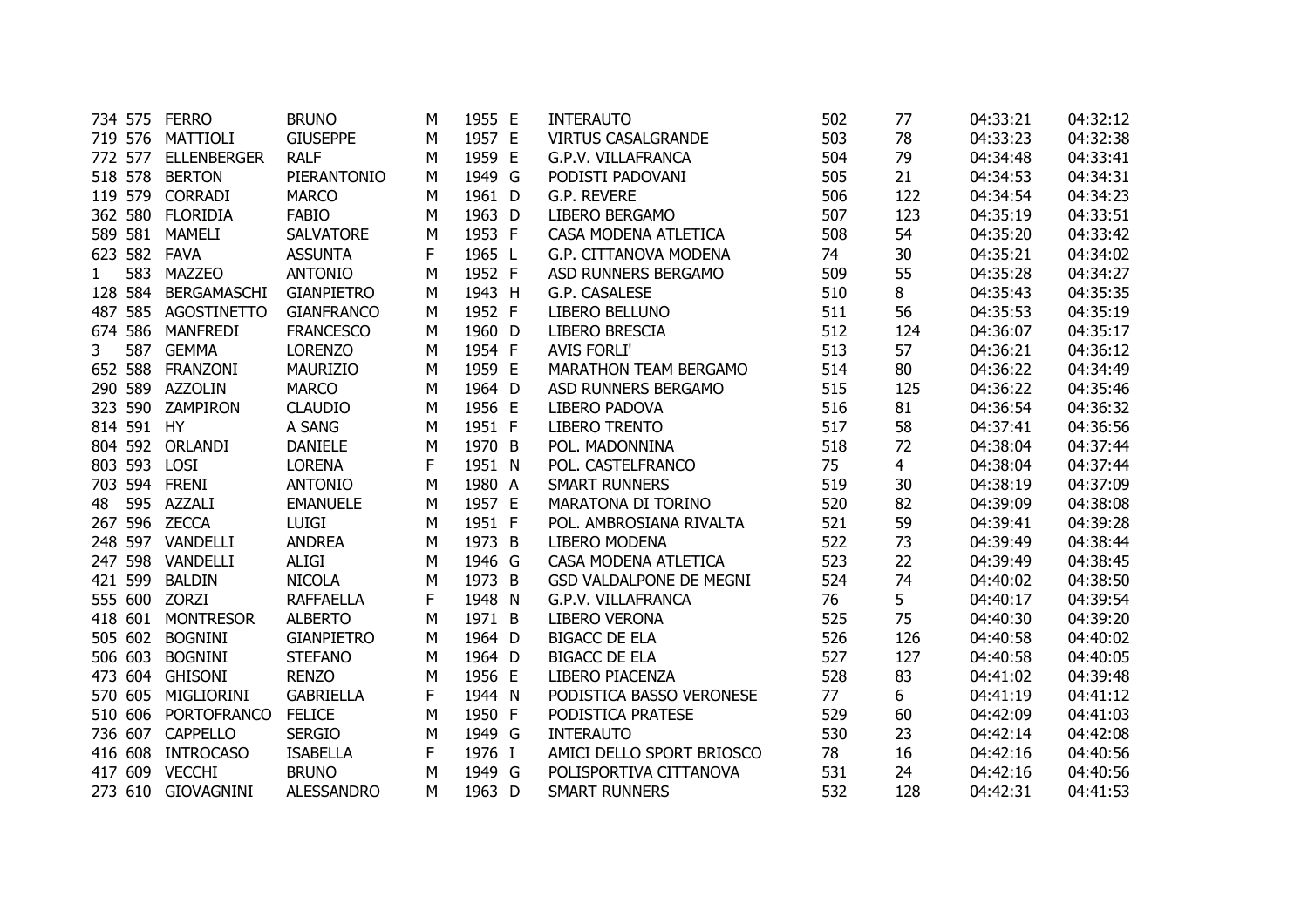| | | | | | | | | | | | |
|---|---|---|---|---|---|---|---|---|---|---|---|
| 734 | 575 | FERRO | BRUNO | M | 1955 | E | INTERAUTO | 502 | 77 | 04:33:21 | 04:32:12 |
| 719 | 576 | MATTIOLI | GIUSEPPE | M | 1957 | E | VIRTUS CASALGRANDE | 503 | 78 | 04:33:23 | 04:32:38 |
| 772 | 577 | ELLENBERGER | RALF | M | 1959 | E | G.P.V. VILLAFRANCA | 504 | 79 | 04:34:48 | 04:33:41 |
| 518 | 578 | BERTON | PIERANTONIO | M | 1949 | G | PODISTI PADOVANI | 505 | 21 | 04:34:53 | 04:34:31 |
| 119 | 579 | CORRADI | MARCO | M | 1961 | D | G.P. REVERE | 506 | 122 | 04:34:54 | 04:34:23 |
| 362 | 580 | FLORIDIA | FABIO | M | 1963 | D | LIBERO BERGAMO | 507 | 123 | 04:35:19 | 04:33:51 |
| 589 | 581 | MAMELI | SALVATORE | M | 1953 | F | CASA MODENA ATLETICA | 508 | 54 | 04:35:20 | 04:33:42 |
| 623 | 582 | FAVA | ASSUNTA | F | 1965 | L | G.P. CITTANOVA MODENA | 74 | 30 | 04:35:21 | 04:34:02 |
| 1 | 583 | MAZZEO | ANTONIO | M | 1952 | F | ASD RUNNERS BERGAMO | 509 | 55 | 04:35:28 | 04:34:27 |
| 128 | 584 | BERGAMASCHI | GIANPIETRO | M | 1943 | H | G.P. CASALESE | 510 | 8 | 04:35:43 | 04:35:35 |
| 487 | 585 | AGOSTINETTO | GIANFRANCO | M | 1952 | F | LIBERO BELLUNO | 511 | 56 | 04:35:53 | 04:35:19 |
| 674 | 586 | MANFREDI | FRANCESCO | M | 1960 | D | LIBERO BRESCIA | 512 | 124 | 04:36:07 | 04:35:17 |
| 3 | 587 | GEMMA | LORENZO | M | 1954 | F | AVIS FORLI' | 513 | 57 | 04:36:21 | 04:36:12 |
| 652 | 588 | FRANZONI | MAURIZIO | M | 1959 | E | MARATHON TEAM BERGAMO | 514 | 80 | 04:36:22 | 04:34:49 |
| 290 | 589 | AZZOLIN | MARCO | M | 1964 | D | ASD RUNNERS BERGAMO | 515 | 125 | 04:36:22 | 04:35:46 |
| 323 | 590 | ZAMPIRON | CLAUDIO | M | 1956 | E | LIBERO PADOVA | 516 | 81 | 04:36:54 | 04:36:32 |
| 814 | 591 | HY | A SANG | M | 1951 | F | LIBERO TRENTO | 517 | 58 | 04:37:41 | 04:36:56 |
| 804 | 592 | ORLANDI | DANIELE | M | 1970 | B | POL. MADONNINA | 518 | 72 | 04:38:04 | 04:37:44 |
| 803 | 593 | LOSI | LORENA | F | 1951 | N | POL. CASTELFRANCO | 75 | 4 | 04:38:04 | 04:37:44 |
| 703 | 594 | FRENI | ANTONIO | M | 1980 | A | SMART RUNNERS | 519 | 30 | 04:38:19 | 04:37:09 |
| 48 | 595 | AZZALI | EMANUELE | M | 1957 | E | MARATONA DI TORINO | 520 | 82 | 04:39:09 | 04:38:08 |
| 267 | 596 | ZECCA | LUIGI | M | 1951 | F | POL. AMBROSIANA RIVALTA | 521 | 59 | 04:39:41 | 04:39:28 |
| 248 | 597 | VANDELLI | ANDREA | M | 1973 | B | LIBERO MODENA | 522 | 73 | 04:39:49 | 04:38:44 |
| 247 | 598 | VANDELLI | ALIGI | M | 1946 | G | CASA MODENA ATLETICA | 523 | 22 | 04:39:49 | 04:38:45 |
| 421 | 599 | BALDIN | NICOLA | M | 1973 | B | GSD VALDALPONE DE MEGNI | 524 | 74 | 04:40:02 | 04:38:50 |
| 555 | 600 | ZORZI | RAFFAELLA | F | 1948 | N | G.P.V. VILLAFRANCA | 76 | 5 | 04:40:17 | 04:39:54 |
| 418 | 601 | MONTRESOR | ALBERTO | M | 1971 | B | LIBERO VERONA | 525 | 75 | 04:40:30 | 04:39:20 |
| 505 | 602 | BOGNINI | GIANPIETRO | M | 1964 | D | BIGACC DE ELA | 526 | 126 | 04:40:58 | 04:40:02 |
| 506 | 603 | BOGNINI | STEFANO | M | 1964 | D | BIGACC DE ELA | 527 | 127 | 04:40:58 | 04:40:05 |
| 473 | 604 | GHISONI | RENZO | M | 1956 | E | LIBERO PIACENZA | 528 | 83 | 04:41:02 | 04:39:48 |
| 570 | 605 | MIGLIORINI | GABRIELLA | F | 1944 | N | PODISTICA BASSO VERONESE | 77 | 6 | 04:41:19 | 04:41:12 |
| 510 | 606 | PORTOFRANCO | FELICE | M | 1950 | F | PODISTICA PRATESE | 529 | 60 | 04:42:09 | 04:41:03 |
| 736 | 607 | CAPPELLO | SERGIO | M | 1949 | G | INTERAUTO | 530 | 23 | 04:42:14 | 04:42:08 |
| 416 | 608 | INTROCASO | ISABELLA | F | 1976 | I | AMICI DELLO SPORT BRIOSCO | 78 | 16 | 04:42:16 | 04:40:56 |
| 417 | 609 | VECCHI | BRUNO | M | 1949 | G | POLISPORTIVA CITTANOVA | 531 | 24 | 04:42:16 | 04:40:56 |
| 273 | 610 | GIOVAGNINI | ALESSANDRO | M | 1963 | D | SMART RUNNERS | 532 | 128 | 04:42:31 | 04:41:53 |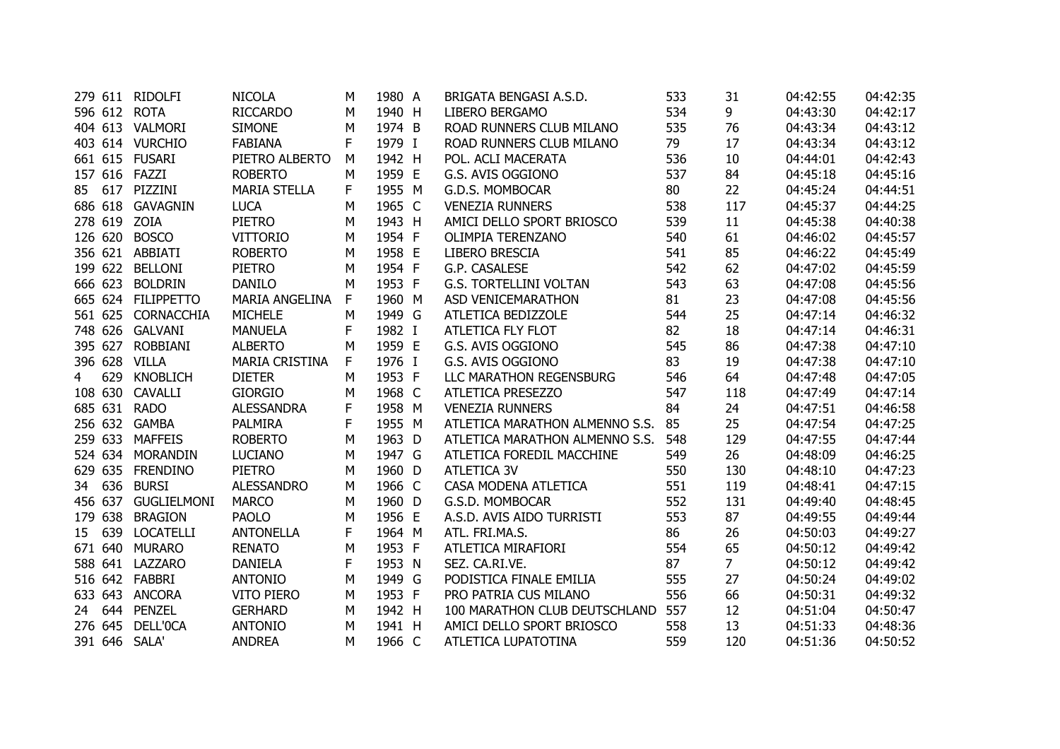| | | | | | | | | | | | |
|---|---|---|---|---|---|---|---|---|---|---|---|
| 279 | 611 | RIDOLFI | NICOLA | M | 1980 | A | BRIGATA BENGASI A.S.D. | 533 | 31 | 04:42:55 | 04:42:35 |
| 596 | 612 | ROTA | RICCARDO | M | 1940 | H | LIBERO BERGAMO | 534 | 9 | 04:43:30 | 04:42:17 |
| 404 | 613 | VALMORI | SIMONE | M | 1974 | B | ROAD RUNNERS CLUB MILANO | 535 | 76 | 04:43:34 | 04:43:12 |
| 403 | 614 | VURCHIO | FABIANA | F | 1979 | I | ROAD RUNNERS CLUB MILANO | 79 | 17 | 04:43:34 | 04:43:12 |
| 661 | 615 | FUSARI | PIETRO ALBERTO | M | 1942 | H | POL. ACLI MACERATA | 536 | 10 | 04:44:01 | 04:42:43 |
| 157 | 616 | FAZZI | ROBERTO | M | 1959 | E | G.S. AVIS OGGIONO | 537 | 84 | 04:45:18 | 04:45:16 |
| 85 | 617 | PIZZINI | MARIA STELLA | F | 1955 | M | G.D.S. MOMBOCAR | 80 | 22 | 04:45:24 | 04:44:51 |
| 686 | 618 | GAVAGNIN | LUCA | M | 1965 | C | VENEZIA RUNNERS | 538 | 117 | 04:45:37 | 04:44:25 |
| 278 | 619 | ZOIA | PIETRO | M | 1943 | H | AMICI DELLO SPORT BRIOSCO | 539 | 11 | 04:45:38 | 04:40:38 |
| 126 | 620 | BOSCO | VITTORIO | M | 1954 | F | OLIMPIA TERENZANO | 540 | 61 | 04:46:02 | 04:45:57 |
| 356 | 621 | ABBIATI | ROBERTO | M | 1958 | E | LIBERO BRESCIA | 541 | 85 | 04:46:22 | 04:45:49 |
| 199 | 622 | BELLONI | PIETRO | M | 1954 | F | G.P. CASALESE | 542 | 62 | 04:47:02 | 04:45:59 |
| 666 | 623 | BOLDRIN | DANILO | M | 1953 | F | G.S. TORTELLINI VOLTAN | 543 | 63 | 04:47:08 | 04:45:56 |
| 665 | 624 | FILIPPETTO | MARIA ANGELINA | F | 1960 | M | ASD VENICEMARATHON | 81 | 23 | 04:47:08 | 04:45:56 |
| 561 | 625 | CORNACCHIA | MICHELE | M | 1949 | G | ATLETICA BEDIZZOLE | 544 | 25 | 04:47:14 | 04:46:32 |
| 748 | 626 | GALVANI | MANUELA | F | 1982 | I | ATLETICA FLY FLOT | 82 | 18 | 04:47:14 | 04:46:31 |
| 395 | 627 | ROBBIANI | ALBERTO | M | 1959 | E | G.S. AVIS OGGIONO | 545 | 86 | 04:47:38 | 04:47:10 |
| 396 | 628 | VILLA | MARIA CRISTINA | F | 1976 | I | G.S. AVIS OGGIONO | 83 | 19 | 04:47:38 | 04:47:10 |
| 4 | 629 | KNOBLICH | DIETER | M | 1953 | F | LLC MARATHON REGENSBURG | 546 | 64 | 04:47:48 | 04:47:05 |
| 108 | 630 | CAVALLI | GIORGIO | M | 1968 | C | ATLETICA PRESEZZO | 547 | 118 | 04:47:49 | 04:47:14 |
| 685 | 631 | RADO | ALESSANDRA | F | 1958 | M | VENEZIA RUNNERS | 84 | 24 | 04:47:51 | 04:46:58 |
| 256 | 632 | GAMBA | PALMIRA | F | 1955 | M | ATLETICA MARATHON ALMENNO S.S. | 85 | 25 | 04:47:54 | 04:47:25 |
| 259 | 633 | MAFFEIS | ROBERTO | M | 1963 | D | ATLETICA MARATHON ALMENNO S.S. | 548 | 129 | 04:47:55 | 04:47:44 |
| 524 | 634 | MORANDIN | LUCIANO | M | 1947 | G | ATLETICA FOREDIL MACCHINE | 549 | 26 | 04:48:09 | 04:46:25 |
| 629 | 635 | FRENDINO | PIETRO | M | 1960 | D | ATLETICA 3V | 550 | 130 | 04:48:10 | 04:47:23 |
| 34 | 636 | BURSI | ALESSANDRO | M | 1966 | C | CASA MODENA ATLETICA | 551 | 119 | 04:48:41 | 04:47:15 |
| 456 | 637 | GUGLIELMONI | MARCO | M | 1960 | D | G.S.D. MOMBOCAR | 552 | 131 | 04:49:40 | 04:48:45 |
| 179 | 638 | BRAGION | PAOLO | M | 1956 | E | A.S.D. AVIS AIDO TURRISTI | 553 | 87 | 04:49:55 | 04:49:44 |
| 15 | 639 | LOCATELLI | ANTONELLA | F | 1964 | M | ATL. FRI.MA.S. | 86 | 26 | 04:50:03 | 04:49:27 |
| 671 | 640 | MURARO | RENATO | M | 1953 | F | ATLETICA MIRAFIORI | 554 | 65 | 04:50:12 | 04:49:42 |
| 588 | 641 | LAZZARO | DANIELA | F | 1953 | N | SEZ. CA.RI.VE. | 87 | 7 | 04:50:12 | 04:49:42 |
| 516 | 642 | FABBRI | ANTONIO | M | 1949 | G | PODISTICA FINALE EMILIA | 555 | 27 | 04:50:24 | 04:49:02 |
| 633 | 643 | ANCORA | VITO PIERO | M | 1953 | F | PRO PATRIA CUS MILANO | 556 | 66 | 04:50:31 | 04:49:32 |
| 24 | 644 | PENZEL | GERHARD | M | 1942 | H | 100 MARATHON CLUB DEUTSCHLAND | 557 | 12 | 04:51:04 | 04:50:47 |
| 276 | 645 | DELL'0CA | ANTONIO | M | 1941 | H | AMICI DELLO SPORT BRIOSCO | 558 | 13 | 04:51:33 | 04:48:36 |
| 391 | 646 | SALA' | ANDREA | M | 1966 | C | ATLETICA LUPATOTINA | 559 | 120 | 04:51:36 | 04:50:52 |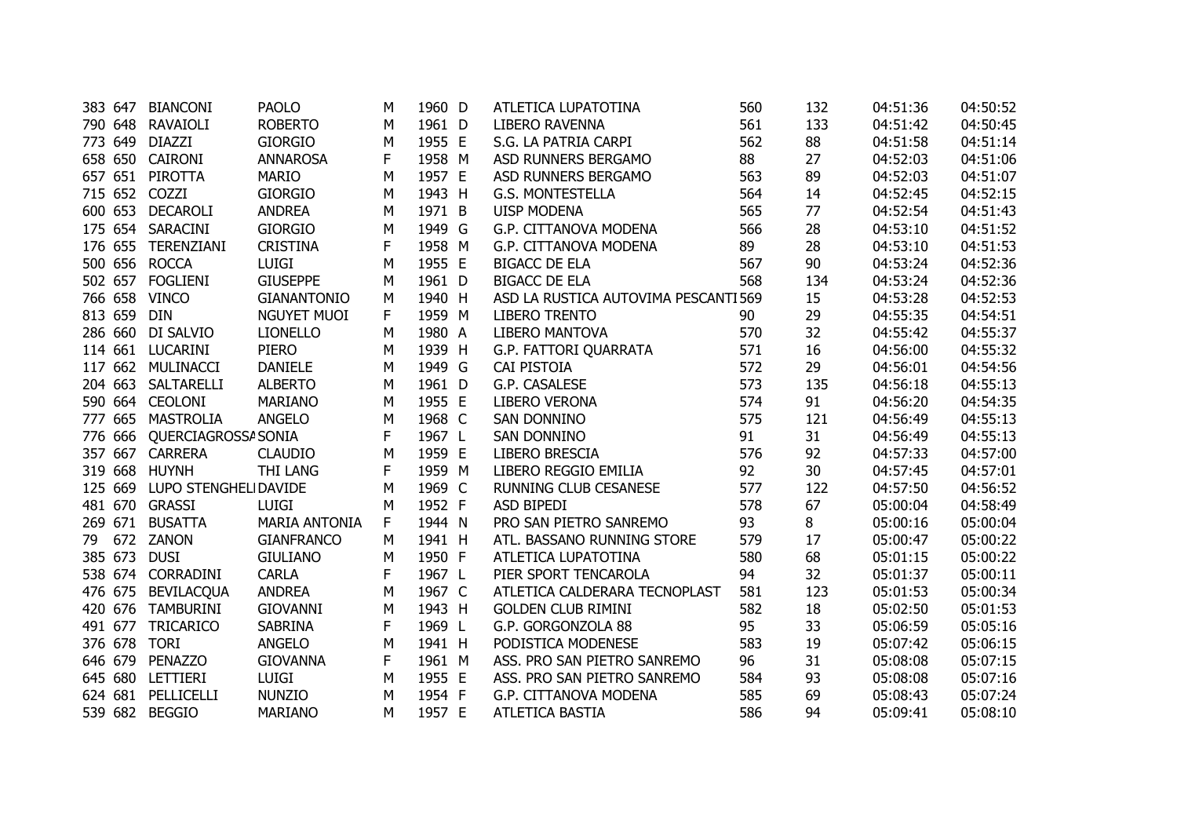| | | | | | | | | | | | |
|---|---|---|---|---|---|---|---|---|---|---|---|
| 383 | 647 | BIANCONI | PAOLO | M | 1960 | D | ATLETICA LUPATOTINA | 560 | 132 | 04:51:36 | 04:50:52 |
| 790 | 648 | RAVAIOLI | ROBERTO | M | 1961 | D | LIBERO RAVENNA | 561 | 133 | 04:51:42 | 04:50:45 |
| 773 | 649 | DIAZZI | GIORGIO | M | 1955 | E | S.G. LA PATRIA CARPI | 562 | 88 | 04:51:58 | 04:51:14 |
| 658 | 650 | CAIRONI | ANNAROSA | F | 1958 | M | ASD RUNNERS BERGAMO | 88 | 27 | 04:52:03 | 04:51:06 |
| 657 | 651 | PIROTTA | MARIO | M | 1957 | E | ASD RUNNERS BERGAMO | 563 | 89 | 04:52:03 | 04:51:07 |
| 715 | 652 | COZZI | GIORGIO | M | 1943 | H | G.S. MONTESTELLA | 564 | 14 | 04:52:45 | 04:52:15 |
| 600 | 653 | DECAROLI | ANDREA | M | 1971 | B | UISP MODENA | 565 | 77 | 04:52:54 | 04:51:43 |
| 175 | 654 | SARACINI | GIORGIO | M | 1949 | G | G.P. CITTANOVA MODENA | 566 | 28 | 04:53:10 | 04:51:52 |
| 176 | 655 | TERENZIANI | CRISTINA | F | 1958 | M | G.P. CITTANOVA MODENA | 89 | 28 | 04:53:10 | 04:51:53 |
| 500 | 656 | ROCCA | LUIGI | M | 1955 | E | BIGACC DE ELA | 567 | 90 | 04:53:24 | 04:52:36 |
| 502 | 657 | FOGLIENI | GIUSEPPE | M | 1961 | D | BIGACC DE ELA | 568 | 134 | 04:53:24 | 04:52:36 |
| 766 | 658 | VINCO | GIANANTONIO | M | 1940 | H | ASD LA RUSTICA AUTOVIMA PESCANTI | 569 | 15 | 04:53:28 | 04:52:53 |
| 813 | 659 | DIN | NGUYET MUOI | F | 1959 | M | LIBERO TRENTO | 90 | 29 | 04:55:35 | 04:54:51 |
| 286 | 660 | DI SALVIO | LIONELLO | M | 1980 | A | LIBERO MANTOVA | 570 | 32 | 04:55:42 | 04:55:37 |
| 114 | 661 | LUCARINI | PIERO | M | 1939 | H | G.P. FATTORI QUARRATA | 571 | 16 | 04:56:00 | 04:55:32 |
| 117 | 662 | MULINACCI | DANIELE | M | 1949 | G | CAI PISTOIA | 572 | 29 | 04:56:01 | 04:54:56 |
| 204 | 663 | SALTARELLI | ALBERTO | M | 1961 | D | G.P. CASALESE | 573 | 135 | 04:56:18 | 04:55:13 |
| 590 | 664 | CEOLONI | MARIANO | M | 1955 | E | LIBERO VERONA | 574 | 91 | 04:56:20 | 04:54:35 |
| 777 | 665 | MASTROLIA | ANGELO | M | 1968 | C | SAN DONNINO | 575 | 121 | 04:56:49 | 04:55:13 |
| 776 | 666 | QUERCIAGROSSA | SONIA | F | 1967 | L | SAN DONNINO | 91 | 31 | 04:56:49 | 04:55:13 |
| 357 | 667 | CARRERA | CLAUDIO | M | 1959 | E | LIBERO BRESCIA | 576 | 92 | 04:57:33 | 04:57:00 |
| 319 | 668 | HUYNH | THI LANG | F | 1959 | M | LIBERO REGGIO EMILIA | 92 | 30 | 04:57:45 | 04:57:01 |
| 125 | 669 | LUPO STENGHELI | DAVIDE | M | 1969 | C | RUNNING CLUB CESANESE | 577 | 122 | 04:57:50 | 04:56:52 |
| 481 | 670 | GRASSI | LUIGI | M | 1952 | F | ASD BIPEDI | 578 | 67 | 05:00:04 | 04:58:49 |
| 269 | 671 | BUSATTA | MARIA ANTONIA | F | 1944 | N | PRO SAN PIETRO SANREMO | 93 | 8 | 05:00:16 | 05:00:04 |
| 79 | 672 | ZANON | GIANFRANCO | M | 1941 | H | ATL. BASSANO RUNNING STORE | 579 | 17 | 05:00:47 | 05:00:22 |
| 385 | 673 | DUSI | GIULIANO | M | 1950 | F | ATLETICA LUPATOTINA | 580 | 68 | 05:01:15 | 05:00:22 |
| 538 | 674 | CORRADINI | CARLA | F | 1967 | L | PIER SPORT TENCAROLA | 94 | 32 | 05:01:37 | 05:00:11 |
| 476 | 675 | BEVILACQUA | ANDREA | M | 1967 | C | ATLETICA CALDERARA TECNOPLAST | 581 | 123 | 05:01:53 | 05:00:34 |
| 420 | 676 | TAMBURINI | GIOVANNI | M | 1943 | H | GOLDEN CLUB RIMINI | 582 | 18 | 05:02:50 | 05:01:53 |
| 491 | 677 | TRICARICO | SABRINA | F | 1969 | L | G.P. GORGONZOLA 88 | 95 | 33 | 05:06:59 | 05:05:16 |
| 376 | 678 | TORI | ANGELO | M | 1941 | H | PODISTICA MODENESE | 583 | 19 | 05:07:42 | 05:06:15 |
| 646 | 679 | PENAZZO | GIOVANNA | F | 1961 | M | ASS. PRO SAN PIETRO SANREMO | 96 | 31 | 05:08:08 | 05:07:15 |
| 645 | 680 | LETTIERI | LUIGI | M | 1955 | E | ASS. PRO SAN PIETRO SANREMO | 584 | 93 | 05:08:08 | 05:07:16 |
| 624 | 681 | PELLICELLI | NUNZIO | M | 1954 | F | G.P. CITTANOVA MODENA | 585 | 69 | 05:08:43 | 05:07:24 |
| 539 | 682 | BEGGIO | MARIANO | M | 1957 | E | ATLETICA BASTIA | 586 | 94 | 05:09:41 | 05:08:10 |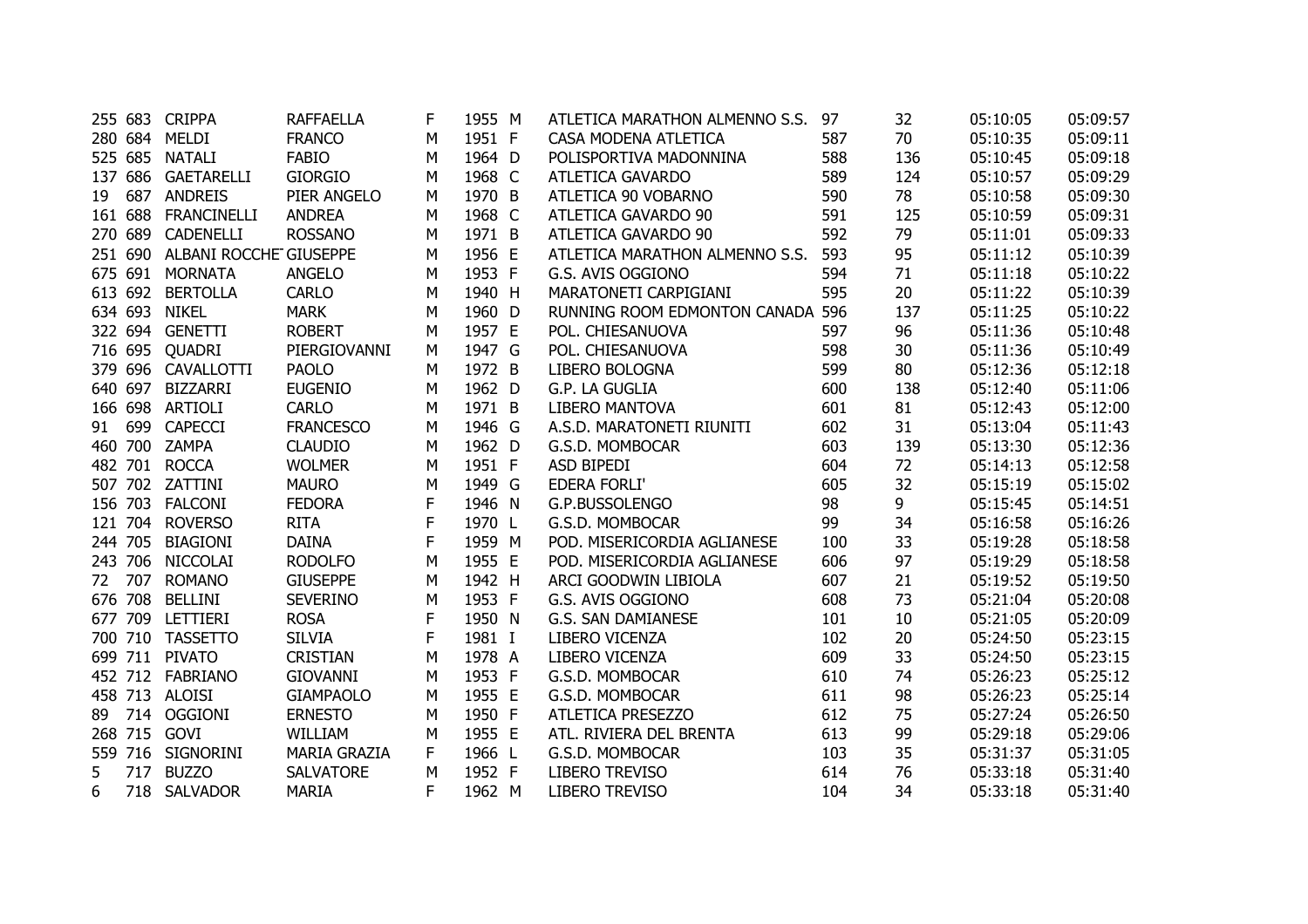| | | | | | | | | | | | |
|---|---|---|---|---|---|---|---|---|---|---|---|
| 255 | 683 | CRIPPA | RAFFAELLA | F | 1955 | M | ATLETICA MARATHON ALMENNO S.S. | 97 | 32 | 05:10:05 | 05:09:57 |
| 280 | 684 | MELDI | FRANCO | M | 1951 | F | CASA MODENA ATLETICA | 587 | 70 | 05:10:35 | 05:09:11 |
| 525 | 685 | NATALI | FABIO | M | 1964 | D | POLISPORTIVA MADONNINA | 588 | 136 | 05:10:45 | 05:09:18 |
| 137 | 686 | GAETARELLI | GIORGIO | M | 1968 | C | ATLETICA GAVARDO | 589 | 124 | 05:10:57 | 05:09:29 |
| 19 | 687 | ANDREIS | PIER ANGELO | M | 1970 | B | ATLETICA 90 VOBARNO | 590 | 78 | 05:10:58 | 05:09:30 |
| 161 | 688 | FRANCINELLI | ANDREA | M | 1968 | C | ATLETICA GAVARDO 90 | 591 | 125 | 05:10:59 | 05:09:31 |
| 270 | 689 | CADENELLI | ROSSANO | M | 1971 | B | ATLETICA GAVARDO 90 | 592 | 79 | 05:11:01 | 05:09:33 |
| 251 | 690 | ALBANI ROCCHE | GIUSEPPE | M | 1956 | E | ATLETICA MARATHON ALMENNO S.S. | 593 | 95 | 05:11:12 | 05:10:39 |
| 675 | 691 | MORNATA | ANGELO | M | 1953 | F | G.S. AVIS OGGIONO | 594 | 71 | 05:11:18 | 05:10:22 |
| 613 | 692 | BERTOLLA | CARLO | M | 1940 | H | MARATONETI CARPIGIANI | 595 | 20 | 05:11:22 | 05:10:39 |
| 634 | 693 | NIKEL | MARK | M | 1960 | D | RUNNING ROOM EDMONTON CANADA | 596 | 137 | 05:11:25 | 05:10:22 |
| 322 | 694 | GENETTI | ROBERT | M | 1957 | E | POL. CHIESANUOVA | 597 | 96 | 05:11:36 | 05:10:48 |
| 716 | 695 | QUADRI | PIERGIOVANNI | M | 1947 | G | POL. CHIESANUOVA | 598 | 30 | 05:11:36 | 05:10:49 |
| 379 | 696 | CAVALLOTTI | PAOLO | M | 1972 | B | LIBERO BOLOGNA | 599 | 80 | 05:12:36 | 05:12:18 |
| 640 | 697 | BIZZARRI | EUGENIO | M | 1962 | D | G.P. LA GUGLIA | 600 | 138 | 05:12:40 | 05:11:06 |
| 166 | 698 | ARTIOLI | CARLO | M | 1971 | B | LIBERO MANTOVA | 601 | 81 | 05:12:43 | 05:12:00 |
| 91 | 699 | CAPECCI | FRANCESCO | M | 1946 | G | A.S.D. MARATONETI RIUNITI | 602 | 31 | 05:13:04 | 05:11:43 |
| 460 | 700 | ZAMPA | CLAUDIO | M | 1962 | D | G.S.D. MOMBOCAR | 603 | 139 | 05:13:30 | 05:12:36 |
| 482 | 701 | ROCCA | WOLMER | M | 1951 | F | ASD BIPEDI | 604 | 72 | 05:14:13 | 05:12:58 |
| 507 | 702 | ZATTINI | MAURO | M | 1949 | G | EDERA FORLI' | 605 | 32 | 05:15:19 | 05:15:02 |
| 156 | 703 | FALCONI | FEDORA | F | 1946 | N | G.P.BUSSOLENGO | 98 | 9 | 05:15:45 | 05:14:51 |
| 121 | 704 | ROVERSO | RITA | F | 1970 | L | G.S.D. MOMBOCAR | 99 | 34 | 05:16:58 | 05:16:26 |
| 244 | 705 | BIAGIONI | DAINA | F | 1959 | M | POD. MISERICORDIA AGLIANESE | 100 | 33 | 05:19:28 | 05:18:58 |
| 243 | 706 | NICCOLAI | RODOLFO | M | 1955 | E | POD. MISERICORDIA AGLIANESE | 606 | 97 | 05:19:29 | 05:18:58 |
| 72 | 707 | ROMANO | GIUSEPPE | M | 1942 | H | ARCI GOODWIN LIBIOLA | 607 | 21 | 05:19:52 | 05:19:50 |
| 676 | 708 | BELLINI | SEVERINO | M | 1953 | F | G.S. AVIS OGGIONO | 608 | 73 | 05:21:04 | 05:20:08 |
| 677 | 709 | LETTIERI | ROSA | F | 1950 | N | G.S. SAN DAMIANESE | 101 | 10 | 05:21:05 | 05:20:09 |
| 700 | 710 | TASSETTO | SILVIA | F | 1981 | I | LIBERO VICENZA | 102 | 20 | 05:24:50 | 05:23:15 |
| 699 | 711 | PIVATO | CRISTIAN | M | 1978 | A | LIBERO VICENZA | 609 | 33 | 05:24:50 | 05:23:15 |
| 452 | 712 | FABRIANO | GIOVANNI | M | 1953 | F | G.S.D. MOMBOCAR | 610 | 74 | 05:26:23 | 05:25:12 |
| 458 | 713 | ALOISI | GIAMPAOLO | M | 1955 | E | G.S.D. MOMBOCAR | 611 | 98 | 05:26:23 | 05:25:14 |
| 89 | 714 | OGGIONI | ERNESTO | M | 1950 | F | ATLETICA PRESEZZO | 612 | 75 | 05:27:24 | 05:26:50 |
| 268 | 715 | GOVI | WILLIAM | M | 1955 | E | ATL. RIVIERA DEL BRENTA | 613 | 99 | 05:29:18 | 05:29:06 |
| 559 | 716 | SIGNORINI | MARIA GRAZIA | F | 1966 | L | G.S.D. MOMBOCAR | 103 | 35 | 05:31:37 | 05:31:05 |
| 5 | 717 | BUZZO | SALVATORE | M | 1952 | F | LIBERO TREVISO | 614 | 76 | 05:33:18 | 05:31:40 |
| 6 | 718 | SALVADOR | MARIA | F | 1962 | M | LIBERO TREVISO | 104 | 34 | 05:33:18 | 05:31:40 |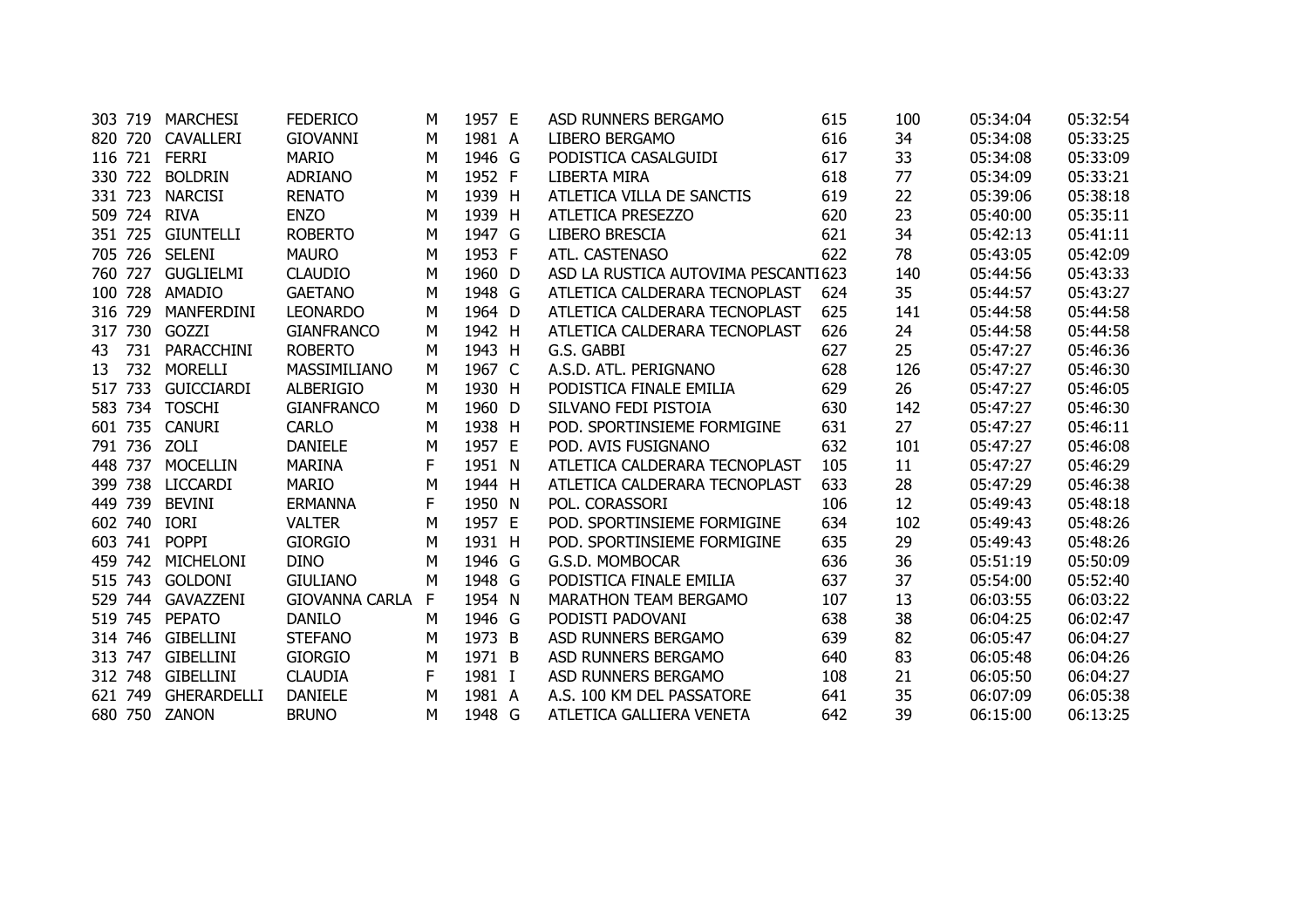| | | | | | | | | | | | |
|---|---|---|---|---|---|---|---|---|---|---|---|
| 303 | 719 | MARCHESI | FEDERICO | M | 1957 | E | ASD RUNNERS BERGAMO | 615 | 100 | 05:34:04 | 05:32:54 |
| 820 | 720 | CAVALLERI | GIOVANNI | M | 1981 | A | LIBERO BERGAMO | 616 | 34 | 05:34:08 | 05:33:25 |
| 116 | 721 | FERRI | MARIO | M | 1946 | G | PODISTICA CASALGUIDI | 617 | 33 | 05:34:08 | 05:33:09 |
| 330 | 722 | BOLDRIN | ADRIANO | M | 1952 | F | LIBERTA MIRA | 618 | 77 | 05:34:09 | 05:33:21 |
| 331 | 723 | NARCISI | RENATO | M | 1939 | H | ATLETICA VILLA DE SANCTIS | 619 | 22 | 05:39:06 | 05:38:18 |
| 509 | 724 | RIVA | ENZO | M | 1939 | H | ATLETICA PRESEZZO | 620 | 23 | 05:40:00 | 05:35:11 |
| 351 | 725 | GIUNTELLI | ROBERTO | M | 1947 | G | LIBERO BRESCIA | 621 | 34 | 05:42:13 | 05:41:11 |
| 705 | 726 | SELENI | MAURO | M | 1953 | F | ATL. CASTENASO | 622 | 78 | 05:43:05 | 05:42:09 |
| 760 | 727 | GUGLIELMI | CLAUDIO | M | 1960 | D | ASD LA RUSTICA AUTOVIMA PESCANTI | 623 | 140 | 05:44:56 | 05:43:33 |
| 100 | 728 | AMADIO | GAETANO | M | 1948 | G | ATLETICA CALDERARA TECNOPLAST | 624 | 35 | 05:44:57 | 05:43:27 |
| 316 | 729 | MANFERDINI | LEONARDO | M | 1964 | D | ATLETICA CALDERARA TECNOPLAST | 625 | 141 | 05:44:58 | 05:44:58 |
| 317 | 730 | GOZZI | GIANFRANCO | M | 1942 | H | ATLETICA CALDERARA TECNOPLAST | 626 | 24 | 05:44:58 | 05:44:58 |
| 43 | 731 | PARACCHINI | ROBERTO | M | 1943 | H | G.S. GABBI | 627 | 25 | 05:47:27 | 05:46:36 |
| 13 | 732 | MORELLI | MASSIMILIANO | M | 1967 | C | A.S.D. ATL. PERIGNANO | 628 | 126 | 05:47:27 | 05:46:30 |
| 517 | 733 | GUICCIARDI | ALBERIGIO | M | 1930 | H | PODISTICA FINALE EMILIA | 629 | 26 | 05:47:27 | 05:46:05 |
| 583 | 734 | TOSCHI | GIANFRANCO | M | 1960 | D | SILVANO FEDI PISTOIA | 630 | 142 | 05:47:27 | 05:46:30 |
| 601 | 735 | CANURI | CARLO | M | 1938 | H | POD. SPORTINSIEME FORMIGINE | 631 | 27 | 05:47:27 | 05:46:11 |
| 791 | 736 | ZOLI | DANIELE | M | 1957 | E | POD. AVIS FUSIGNANO | 632 | 101 | 05:47:27 | 05:46:08 |
| 448 | 737 | MOCELLIN | MARINA | F | 1951 | N | ATLETICA CALDERARA TECNOPLAST | 105 | 11 | 05:47:27 | 05:46:29 |
| 399 | 738 | LICCARDI | MARIO | M | 1944 | H | ATLETICA CALDERARA TECNOPLAST | 633 | 28 | 05:47:29 | 05:46:38 |
| 449 | 739 | BEVINI | ERMANNA | F | 1950 | N | POL. CORASSORI | 106 | 12 | 05:49:43 | 05:48:18 |
| 602 | 740 | IORI | VALTER | M | 1957 | E | POD. SPORTINSIEME FORMIGINE | 634 | 102 | 05:49:43 | 05:48:26 |
| 603 | 741 | POPPI | GIORGIO | M | 1931 | H | POD. SPORTINSIEME FORMIGINE | 635 | 29 | 05:49:43 | 05:48:26 |
| 459 | 742 | MICHELONI | DINO | M | 1946 | G | G.S.D. MOMBOCAR | 636 | 36 | 05:51:19 | 05:50:09 |
| 515 | 743 | GOLDONI | GIULIANO | M | 1948 | G | PODISTICA FINALE EMILIA | 637 | 37 | 05:54:00 | 05:52:40 |
| 529 | 744 | GAVAZZENI | GIOVANNA CARLA | F | 1954 | N | MARATHON TEAM BERGAMO | 107 | 13 | 06:03:55 | 06:03:22 |
| 519 | 745 | PEPATO | DANILO | M | 1946 | G | PODISTI PADOVANI | 638 | 38 | 06:04:25 | 06:02:47 |
| 314 | 746 | GIBELLINI | STEFANO | M | 1973 | B | ASD RUNNERS BERGAMO | 639 | 82 | 06:05:47 | 06:04:27 |
| 313 | 747 | GIBELLINI | GIORGIO | M | 1971 | B | ASD RUNNERS BERGAMO | 640 | 83 | 06:05:48 | 06:04:26 |
| 312 | 748 | GIBELLINI | CLAUDIA | F | 1981 | I | ASD RUNNERS BERGAMO | 108 | 21 | 06:05:50 | 06:04:27 |
| 621 | 749 | GHERARDELLI | DANIELE | M | 1981 | A | A.S. 100 KM DEL PASSATORE | 641 | 35 | 06:07:09 | 06:05:38 |
| 680 | 750 | ZANON | BRUNO | M | 1948 | G | ATLETICA GALLIERA VENETA | 642 | 39 | 06:15:00 | 06:13:25 |